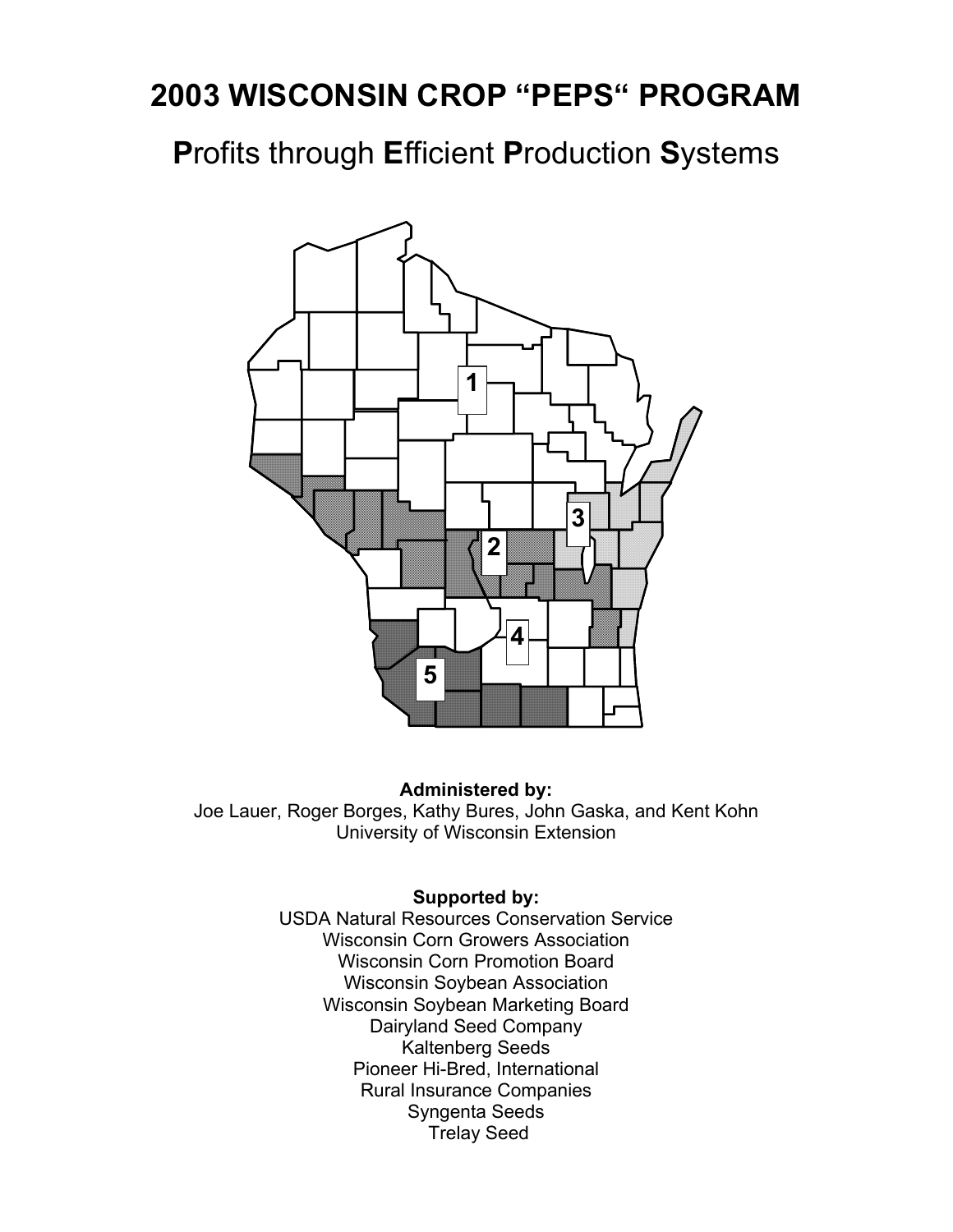# 2003 WISCONSIN CROP "PEPS" PROGRAM

## **P**rofits through **E**fficient **P**roduction **S**ystems

1

2

3

4

5

**Administered by:**
Joe Lauer, Roger Borges, Kathy Bures, John Gaska, and Kent Kohn
University of Wisconsin Extension

**Supported by:**
USDA Natural Resources Conservation Service
Wisconsin Corn Growers Association
Wisconsin Corn Promotion Board
Wisconsin Soybean Association
Wisconsin Soybean Marketing Board
Dairyland Seed Company
Kaltenberg Seeds
Pioneer Hi-Bred, International
Rural Insurance Companies
Syngenta Seeds
Trelay Seed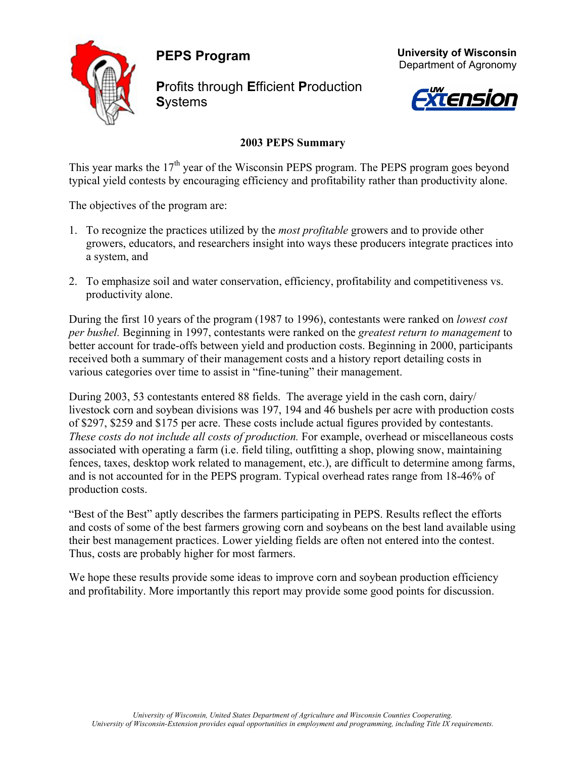# PEPS Program

**P**rofits through **E**fficient **P**roduction **S**ystems

University of Wisconsin
Department of Agronomy

## 2003 PEPS Summary

This year marks the 17th year of the Wisconsin PEPS program. The PEPS program goes beyond typical yield contests by encouraging efficiency and profitability rather than productivity alone.

The objectives of the program are:

1. To recognize the practices utilized by the *most profitable* growers and to provide other growers, educators, and researchers insight into ways these producers integrate practices into a system, and

2. To emphasize soil and water conservation, efficiency, profitability and competitiveness vs. productivity alone.

During the first 10 years of the program (1987 to 1996), contestants were ranked on *lowest cost per bushel.* Beginning in 1997, contestants were ranked on the *greatest return to management* to better account for trade-offs between yield and production costs. Beginning in 2000, participants received both a summary of their management costs and a history report detailing costs in various categories over time to assist in "fine-tuning" their management.

During 2003, 53 contestants entered 88 fields. The average yield in the cash corn, dairy/ livestock corn and soybean divisions was 197, 194 and 46 bushels per acre with production costs of $297, $259 and $175 per acre. These costs include actual figures provided by contestants. *These costs do not include all costs of production.* For example, overhead or miscellaneous costs associated with operating a farm (i.e. field tiling, outfitting a shop, plowing snow, maintaining fences, taxes, desktop work related to management, etc.), are difficult to determine among farms, and is not accounted for in the PEPS program. Typical overhead rates range from 18-46% of production costs.

"Best of the Best" aptly describes the farmers participating in PEPS. Results reflect the efforts and costs of some of the best farmers growing corn and soybeans on the best land available using their best management practices. Lower yielding fields are often not entered into the contest. Thus, costs are probably higher for most farmers.

We hope these results provide some ideas to improve corn and soybean production efficiency and profitability. More importantly this report may provide some good points for discussion.

*University of Wisconsin, United States Department of Agriculture and Wisconsin Counties Cooperating.*
*University of Wisconsin-Extension provides equal opportunities in employment and programming, including Title IX requirements.*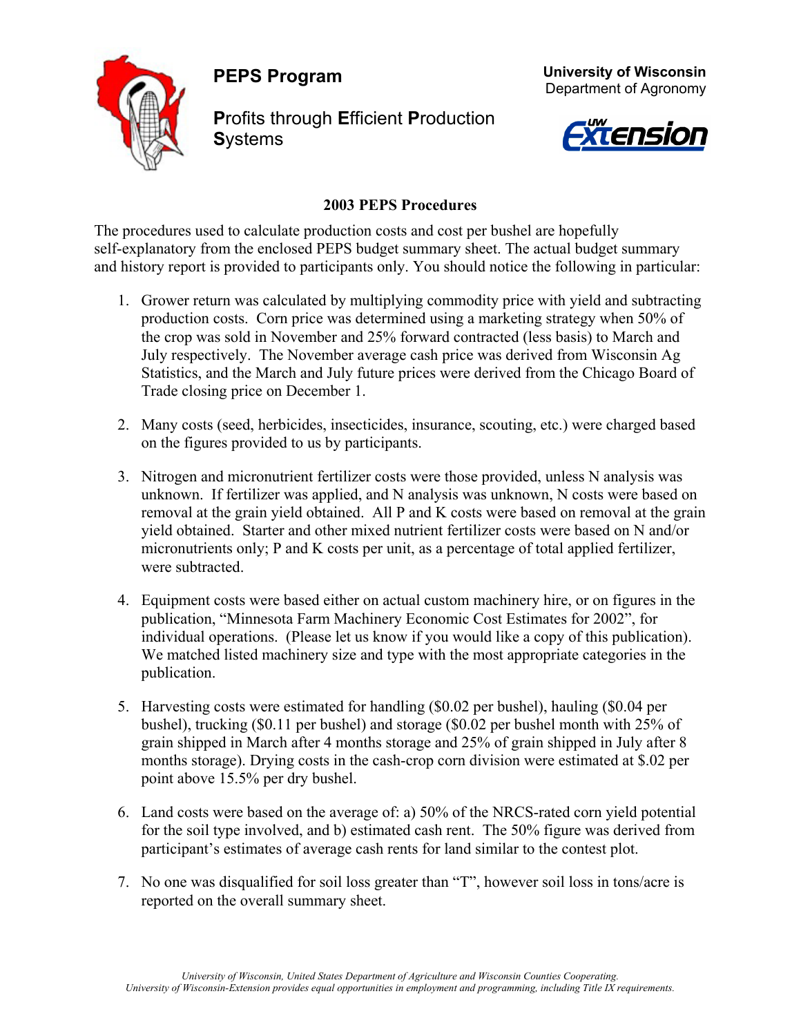# PEPS Program

**P**rofits through **E**fficient **P**roduction **S**ystems

**University of Wisconsin**
Department of Agronomy

UW Extension

## 2003 PEPS Procedures

The procedures used to calculate production costs and cost per bushel are hopefully self-explanatory from the enclosed PEPS budget summary sheet. The actual budget summary and history report is provided to participants only. You should notice the following in particular:

1. Grower return was calculated by multiplying commodity price with yield and subtracting production costs. Corn price was determined using a marketing strategy when 50% of the crop was sold in November and 25% forward contracted (less basis) to March and July respectively. The November average cash price was derived from Wisconsin Ag Statistics, and the March and July future prices were derived from the Chicago Board of Trade closing price on December 1.

2. Many costs (seed, herbicides, insecticides, insurance, scouting, etc.) were charged based on the figures provided to us by participants.

3. Nitrogen and micronutrient fertilizer costs were those provided, unless N analysis was unknown. If fertilizer was applied, and N analysis was unknown, N costs were based on removal at the grain yield obtained. All P and K costs were based on removal at the grain yield obtained. Starter and other mixed nutrient fertilizer costs were based on N and/or micronutrients only; P and K costs per unit, as a percentage of total applied fertilizer, were subtracted.

4. Equipment costs were based either on actual custom machinery hire, or on figures in the publication, "Minnesota Farm Machinery Economic Cost Estimates for 2002", for individual operations. (Please let us know if you would like a copy of this publication). We matched listed machinery size and type with the most appropriate categories in the publication.

5. Harvesting costs were estimated for handling ($0.02 per bushel), hauling ($0.04 per bushel), trucking ($0.11 per bushel) and storage ($0.02 per bushel month with 25% of grain shipped in March after 4 months storage and 25% of grain shipped in July after 8 months storage). Drying costs in the cash-crop corn division were estimated at $.02 per point above 15.5% per dry bushel.

6. Land costs were based on the average of: a) 50% of the NRCS-rated corn yield potential for the soil type involved, and b) estimated cash rent. The 50% figure was derived from participant's estimates of average cash rents for land similar to the contest plot.

7. No one was disqualified for soil loss greater than "T", however soil loss in tons/acre is reported on the overall summary sheet.

*University of Wisconsin, United States Department of Agriculture and Wisconsin Counties Cooperating.*
*University of Wisconsin-Extension provides equal opportunities in employment and programming, including Title IX requirements.*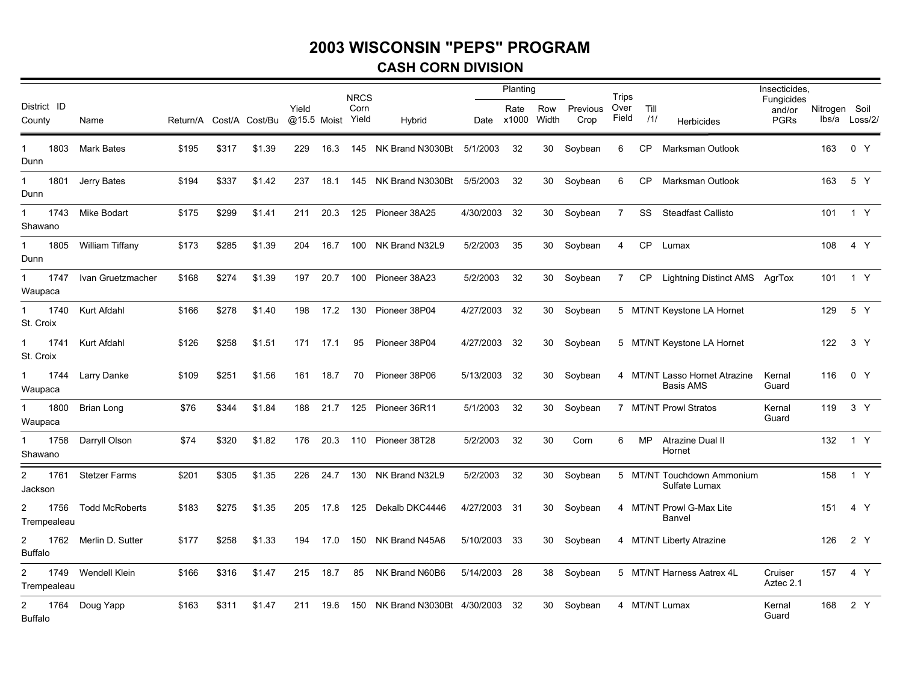# 2003 WISCONSIN "PEPS" PROGRAM

## CASH CORN DIVISION

| District County | ID | Name | Return/A | Cost/A | Cost/Bu | Yield @15.5 | Moist | NRCS Corn Yield | Hybrid | Planting Date | Planting Rate x1000 | Planting Row Width | Previous Crop | Trips Over Field | Till /1/ | Herbicides | Insecticides, Fungicides and/or PGRs | Nitrogen lbs/a | Soil Loss/2/ | |
|---|---|---|---|---|---|---|---|---|---|---|---|---|---|---|---|---|---|---|---|---|
| 1 Dunn | 1803 | Mark Bates | $195 | $317 | $1.39 | 229 | 16.3 | 145 | NK Brand N3030Bt | 5/1/2003 | 32 | 30 | Soybean | 6 | CP | Marksman Outlook | | 163 | 0 | Y |
| 1 Dunn | 1801 | Jerry Bates | $194 | $337 | $1.42 | 237 | 18.1 | 145 | NK Brand N3030Bt | 5/5/2003 | 32 | 30 | Soybean | 6 | CP | Marksman Outlook | | 163 | 5 | Y |
| 1 Shawano | 1743 | Mike Bodart | $175 | $299 | $1.41 | 211 | 20.3 | 125 | Pioneer 38A25 | 4/30/2003 | 32 | 30 | Soybean | 7 | SS | Steadfast Callisto | | 101 | 1 | Y |
| 1 Dunn | 1805 | William Tiffany | $173 | $285 | $1.39 | 204 | 16.7 | 100 | NK Brand N32L9 | 5/2/2003 | 35 | 30 | Soybean | 4 | CP | Lumax | | 108 | 4 | Y |
| 1 Waupaca | 1747 | Ivan Gruetzmacher | $168 | $274 | $1.39 | 197 | 20.7 | 100 | Pioneer 38A23 | 5/2/2003 | 32 | 30 | Soybean | 7 | CP | Lightning Distinct AMS | AgrTox | 101 | 1 | Y |
| 1 St. Croix | 1740 | Kurt Afdahl | $166 | $278 | $1.40 | 198 | 17.2 | 130 | Pioneer 38P04 | 4/27/2003 | 32 | 30 | Soybean | 5 | MT/NT | Keystone LA Hornet | | 129 | 5 | Y |
| 1 St. Croix | 1741 | Kurt Afdahl | $126 | $258 | $1.51 | 171 | 17.1 | 95 | Pioneer 38P04 | 4/27/2003 | 32 | 30 | Soybean | 5 | MT/NT | Keystone LA Hornet | | 122 | 3 | Y |
| 1 Waupaca | 1744 | Larry Danke | $109 | $251 | $1.56 | 161 | 18.7 | 70 | Pioneer 38P06 | 5/13/2003 | 32 | 30 | Soybean | 4 | MT/NT | Lasso Hornet Atrazine Basis AMS | Kernal Guard | 116 | 0 | Y |
| 1 Waupaca | 1800 | Brian Long | $76 | $344 | $1.84 | 188 | 21.7 | 125 | Pioneer 36R11 | 5/1/2003 | 32 | 30 | Soybean | 7 | MT/NT | Prowl Stratos | Kernal Guard | 119 | 3 | Y |
| 1 Shawano | 1758 | Darryll Olson | $74 | $320 | $1.82 | 176 | 20.3 | 110 | Pioneer 38T28 | 5/2/2003 | 32 | 30 | Corn | 6 | MP | Atrazine Dual II Hornet | | 132 | 1 | Y |
| 2 Jackson | 1761 | Stetzer Farms | $201 | $305 | $1.35 | 226 | 24.7 | 130 | NK Brand N32L9 | 5/2/2003 | 32 | 30 | Soybean | 5 | MT/NT | Touchdown Ammonium Sulfate Lumax | | 158 | 1 | Y |
| 2 Trempealeau | 1756 | Todd McRoberts | $183 | $275 | $1.35 | 205 | 17.8 | 125 | Dekalb DKC4446 | 4/27/2003 | 31 | 30 | Soybean | 4 | MT/NT | Prowl G-Max Lite Banvel | | 151 | 4 | Y |
| 2 Buffalo | 1762 | Merlin D. Sutter | $177 | $258 | $1.33 | 194 | 17.0 | 150 | NK Brand N45A6 | 5/10/2003 | 33 | 30 | Soybean | 4 | MT/NT | Liberty Atrazine | | 126 | 2 | Y |
| 2 Trempealeau | 1749 | Wendell Klein | $166 | $316 | $1.47 | 215 | 18.7 | 85 | NK Brand N60B6 | 5/14/2003 | 28 | 38 | Soybean | 5 | MT/NT | Harness Aatrex 4L | Cruiser Aztec 2.1 | 157 | 4 | Y |
| 2 Buffalo | 1764 | Doug Yapp | $163 | $311 | $1.47 | 211 | 19.6 | 150 | NK Brand N3030Bt | 4/30/2003 | 32 | 30 | Soybean | 4 | MT/NT | Lumax | Kernal Guard | 168 | 2 | Y |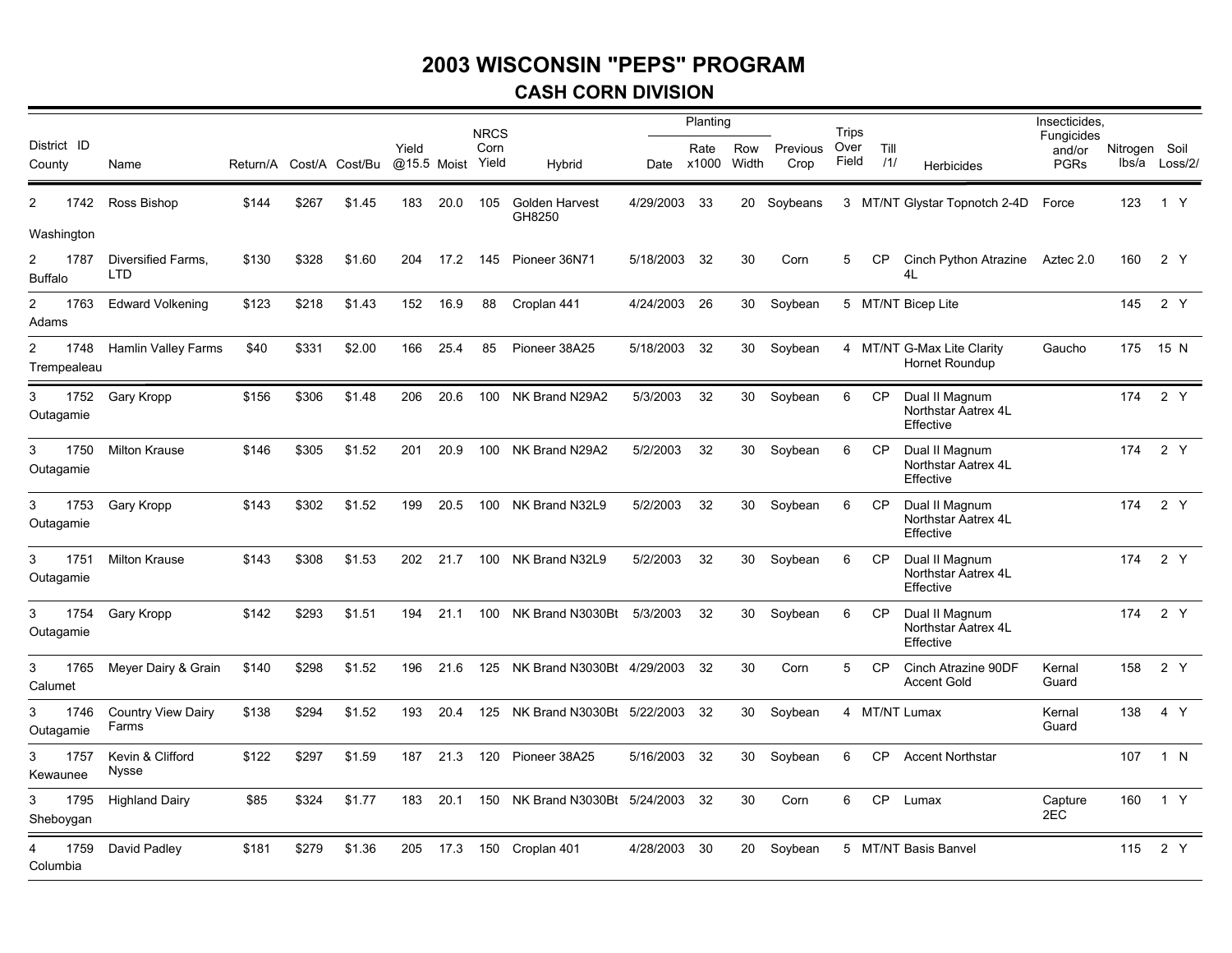# 2003 WISCONSIN "PEPS" PROGRAM

## CASH CORN DIVISION

| District | ID | Name | Return/A | Cost/A | Cost/Bu | Yield @15.5 | Moist | NRCS Corn Yield | Hybrid | Planting Date | Planting Rate x1000 | Planting Row Width | Previous Crop | Trips Over Field | Till /1/ | Herbicides | Insecticides, Fungicides and/or PGRs | Nitrogen lbs/a | Soil Loss/2/ | |
|---|---|---|---|---|---|---|---|---|---|---|---|---|---|---|---|---|---|---|---|---|
| County | | | | | | | | | | | | | | | | | | | | |
| 2 Washington | 1742 | Ross Bishop | $144 | $267 | $1.45 | 183 | 20.0 | 105 | Golden Harvest GH8250 | 4/29/2003 | 33 | 20 | Soybeans | 3 | MT/NT | Glystar Topnotch 2-4D | Force | 123 | 1 | Y |
| 2 Buffalo | 1787 | Diversified Farms, LTD | $130 | $328 | $1.60 | 204 | 17.2 | 145 | Pioneer 36N71 | 5/18/2003 | 32 | 30 | Corn | 5 | CP | Cinch Python Atrazine 4L | Aztec 2.0 | 160 | 2 | Y |
| 2 Adams | 1763 | Edward Volkening | $123 | $218 | $1.43 | 152 | 16.9 | 88 | Croplan 441 | 4/24/2003 | 26 | 30 | Soybean | 5 | MT/NT | Bicep Lite | | 145 | 2 | Y |
| 2 Trempealeau | 1748 | Hamlin Valley Farms | $40 | $331 | $2.00 | 166 | 25.4 | 85 | Pioneer 38A25 | 5/18/2003 | 32 | 30 | Soybean | 4 | MT/NT | G-Max Lite Clarity Hornet Roundup | Gaucho | 175 | 15 | N |
| 3 Outagamie | 1752 | Gary Kropp | $156 | $306 | $1.48 | 206 | 20.6 | 100 | NK Brand N29A2 | 5/3/2003 | 32 | 30 | Soybean | 6 | CP | Dual II Magnum Northstar Aatrex 4L Effective | | 174 | 2 | Y |
| 3 Outagamie | 1750 | Milton Krause | $146 | $305 | $1.52 | 201 | 20.9 | 100 | NK Brand N29A2 | 5/2/2003 | 32 | 30 | Soybean | 6 | CP | Dual II Magnum Northstar Aatrex 4L Effective | | 174 | 2 | Y |
| 3 Outagamie | 1753 | Gary Kropp | $143 | $302 | $1.52 | 199 | 20.5 | 100 | NK Brand N32L9 | 5/2/2003 | 32 | 30 | Soybean | 6 | CP | Dual II Magnum Northstar Aatrex 4L Effective | | 174 | 2 | Y |
| 3 Outagamie | 1751 | Milton Krause | $143 | $308 | $1.53 | 202 | 21.7 | 100 | NK Brand N32L9 | 5/2/2003 | 32 | 30 | Soybean | 6 | CP | Dual II Magnum Northstar Aatrex 4L Effective | | 174 | 2 | Y |
| 3 Outagamie | 1754 | Gary Kropp | $142 | $293 | $1.51 | 194 | 21.1 | 100 | NK Brand N3030Bt | 5/3/2003 | 32 | 30 | Soybean | 6 | CP | Dual II Magnum Northstar Aatrex 4L Effective | | 174 | 2 | Y |
| 3 Calumet | 1765 | Meyer Dairy & Grain | $140 | $298 | $1.52 | 196 | 21.6 | 125 | NK Brand N3030Bt | 4/29/2003 | 32 | 30 | Corn | 5 | CP | Cinch Atrazine 90DF Accent Gold | Kernal Guard | 158 | 2 | Y |
| 3 Outagamie | 1746 | Country View Dairy Farms | $138 | $294 | $1.52 | 193 | 20.4 | 125 | NK Brand N3030Bt | 5/22/2003 | 32 | 30 | Soybean | 4 | MT/NT | Lumax | Kernal Guard | 138 | 4 | Y |
| 3 Kewaunee | 1757 | Kevin & Clifford Nysse | $122 | $297 | $1.59 | 187 | 21.3 | 120 | Pioneer 38A25 | 5/16/2003 | 32 | 30 | Soybean | 6 | CP | Accent Northstar | | 107 | 1 | N |
| 3 Sheboygan | 1795 | Highland Dairy | $85 | $324 | $1.77 | 183 | 20.1 | 150 | NK Brand N3030Bt | 5/24/2003 | 32 | 30 | Corn | 6 | CP | Lumax | Capture 2EC | 160 | 1 | Y |
| 4 Columbia | 1759 | David Padley | $181 | $279 | $1.36 | 205 | 17.3 | 150 | Croplan 401 | 4/28/2003 | 30 | 20 | Soybean | 5 | MT/NT | Basis Banvel | | 115 | 2 | Y |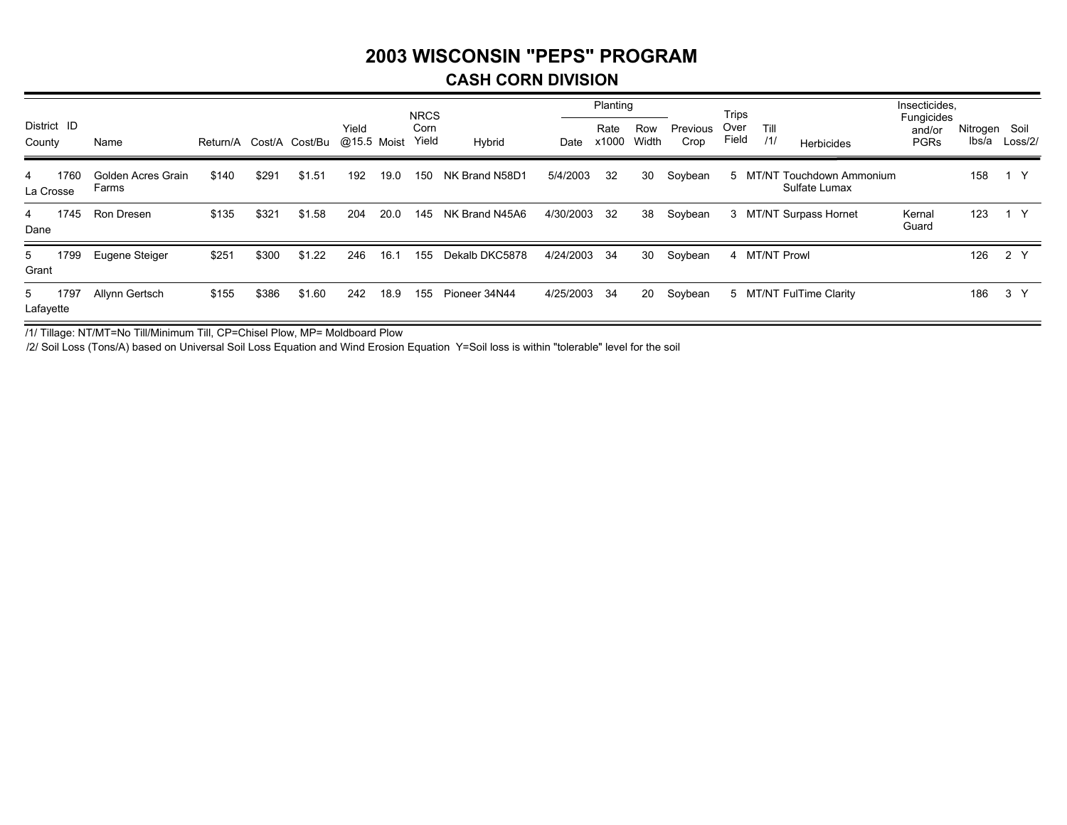# 2003 WISCONSIN "PEPS" PROGRAM

## CASH CORN DIVISION

| District ID County | Name | Return/A | Cost/A | Cost/Bu | Yield @15.5 | Moist | NRCS Corn Yield | Hybrid | Planting Date | Planting Rate x1000 | Planting Row Width | Previous Crop | Trips Over Field | Till /1/ | Herbicides | Insecticides, Fungicides and/or PGRs | Nitrogen lbs/a | Soil Loss/2/ |
|---|---|---|---|---|---|---|---|---|---|---|---|---|---|---|---|---|---|---|
| 4 1760 La Crosse | Golden Acres Grain Farms | $140 | $291 | $1.51 | 192 | 19.0 | 150 | NK Brand N58D1 | 5/4/2003 | 32 | 30 | Soybean | 5 | MT/NT | Touchdown Ammonium Sulfate Lumax | | 158 | 1 Y |
| 4 1745 Dane | Ron Dresen | $135 | $321 | $1.58 | 204 | 20.0 | 145 | NK Brand N45A6 | 4/30/2003 | 32 | 38 | Soybean | 3 | MT/NT | Surpass Hornet | Kernal Guard | 123 | 1 Y |
| 5 1799 Grant | Eugene Steiger | $251 | $300 | $1.22 | 246 | 16.1 | 155 | Dekalb DKC5878 | 4/24/2003 | 34 | 30 | Soybean | 4 | MT/NT | Prowl | | 126 | 2 Y |
| 5 1797 Lafayette | Allynn Gertsch | $155 | $386 | $1.60 | 242 | 18.9 | 155 | Pioneer 34N44 | 4/25/2003 | 34 | 20 | Soybean | 5 | MT/NT | FulTime Clarity | | 186 | 3 Y |

/1/ Tillage: NT/MT=No Till/Minimum Till, CP=Chisel Plow, MP= Moldboard Plow

/2/ Soil Loss (Tons/A) based on Universal Soil Loss Equation and Wind Erosion Equation Y=Soil loss is within "tolerable" level for the soil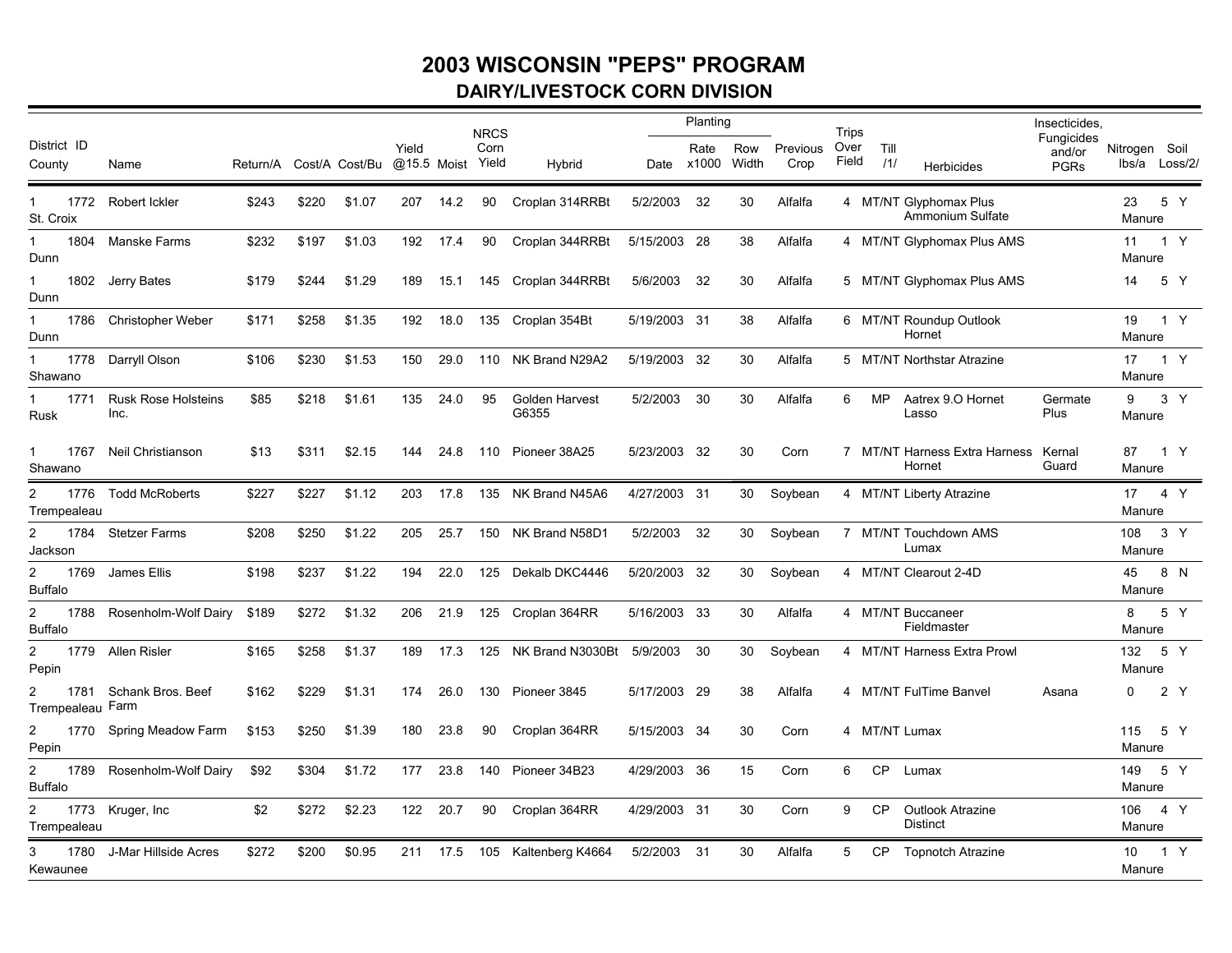# 2003 WISCONSIN "PEPS" PROGRAM

## DAIRY/LIVESTOCK CORN DIVISION

| District County | ID | Name | Return/A | Cost/A | Cost/Bu | Yield @15.5 | Moist | NRCS Corn Yield | Hybrid | Planting Date | Planting Rate x1000 | Planting Row Width | Previous Crop | Trips Over Field | Till /1/ | Herbicides | Insecticides, Fungicides and/or PGRs | Nitrogen lbs/a | Soil Loss/2/ | |
|---|---|---|---|---|---|---|---|---|---|---|---|---|---|---|---|---|---|---|---|---|
| 1 St. Croix | 1772 | Robert Ickler | $243 | $220 | $1.07 | 207 | 14.2 | 90 | Croplan 314RRBt | 5/2/2003 | 32 | 30 | Alfalfa | 4 | MT/NT | Glyphomax Plus Ammonium Sulfate | | 23 Manure | 5 | Y |
| 1 Dunn | 1804 | Manske Farms | $232 | $197 | $1.03 | 192 | 17.4 | 90 | Croplan 344RRBt | 5/15/2003 | 28 | 38 | Alfalfa | 4 | MT/NT | Glyphomax Plus AMS | | 11 Manure | 1 | Y |
| 1 Dunn | 1802 | Jerry Bates | $179 | $244 | $1.29 | 189 | 15.1 | 145 | Croplan 344RRBt | 5/6/2003 | 32 | 30 | Alfalfa | 5 | MT/NT | Glyphomax Plus AMS | | 14 | 5 | Y |
| 1 Dunn | 1786 | Christopher Weber | $171 | $258 | $1.35 | 192 | 18.0 | 135 | Croplan 354Bt | 5/19/2003 | 31 | 38 | Alfalfa | 6 | MT/NT | Roundup Outlook Hornet | | 19 Manure | 1 | Y |
| 1 Shawano | 1778 | Darryll Olson | $106 | $230 | $1.53 | 150 | 29.0 | 110 | NK Brand N29A2 | 5/19/2003 | 32 | 30 | Alfalfa | 5 | MT/NT | Northstar Atrazine | | 17 Manure | 1 | Y |
| 1 Rusk | 1771 | Rusk Rose Holsteins Inc. | $85 | $218 | $1.61 | 135 | 24.0 | 95 | Golden Harvest G6355 | 5/2/2003 | 30 | 30 | Alfalfa | 6 | MP | Aatrex 9.O Hornet Lasso | Germate Plus | 9 Manure | 3 | Y |
| 1 Shawano | 1767 | Neil Christianson | $13 | $311 | $2.15 | 144 | 24.8 | 110 | Pioneer 38A25 | 5/23/2003 | 32 | 30 | Corn | 7 | MT/NT | Harness Extra Harness Hornet | Kernal Guard | 87 Manure | 1 | Y |
| 2 Trempealeau | 1776 | Todd McRoberts | $227 | $227 | $1.12 | 203 | 17.8 | 135 | NK Brand N45A6 | 4/27/2003 | 31 | 30 | Soybean | 4 | MT/NT | Liberty Atrazine | | 17 Manure | 4 | Y |
| 2 Jackson | 1784 | Stetzer Farms | $208 | $250 | $1.22 | 205 | 25.7 | 150 | NK Brand N58D1 | 5/2/2003 | 32 | 30 | Soybean | 7 | MT/NT | Touchdown AMS Lumax | | 108 Manure | 3 | Y |
| 2 Buffalo | 1769 | James Ellis | $198 | $237 | $1.22 | 194 | 22.0 | 125 | Dekalb DKC4446 | 5/20/2003 | 32 | 30 | Soybean | 4 | MT/NT | Clearout 2-4D | | 45 Manure | 8 | N |
| 2 Buffalo | 1788 | Rosenholm-Wolf Dairy | $189 | $272 | $1.32 | 206 | 21.9 | 125 | Croplan 364RR | 5/16/2003 | 33 | 30 | Alfalfa | 4 | MT/NT | Buccaneer Fieldmaster | | 8 Manure | 5 | Y |
| 2 Pepin | 1779 | Allen Risler | $165 | $258 | $1.37 | 189 | 17.3 | 125 | NK Brand N3030Bt | 5/9/2003 | 30 | 30 | Soybean | 4 | MT/NT | Harness Extra Prowl | | 132 Manure | 5 | Y |
| 2 Trempealeau | 1781 | Schank Bros. Beef Farm | $162 | $229 | $1.31 | 174 | 26.0 | 130 | Pioneer 3845 | 5/17/2003 | 29 | 38 | Alfalfa | 4 | MT/NT | FulTime Banvel | Asana | 0 | 2 | Y |
| 2 Pepin | 1770 | Spring Meadow Farm | $153 | $250 | $1.39 | 180 | 23.8 | 90 | Croplan 364RR | 5/15/2003 | 34 | 30 | Corn | 4 | MT/NT | Lumax | | 115 Manure | 5 | Y |
| 2 Buffalo | 1789 | Rosenholm-Wolf Dairy | $92 | $304 | $1.72 | 177 | 23.8 | 140 | Pioneer 34B23 | 4/29/2003 | 36 | 15 | Corn | 6 | CP | Lumax | | 149 Manure | 5 | Y |
| 2 Trempealeau | 1773 | Kruger, Inc | $2 | $272 | $2.23 | 122 | 20.7 | 90 | Croplan 364RR | 4/29/2003 | 31 | 30 | Corn | 9 | CP | Outlook Atrazine Distinct | | 106 Manure | 4 | Y |
| 3 Kewaunee | 1780 | J-Mar Hillside Acres | $272 | $200 | $0.95 | 211 | 17.5 | 105 | Kaltenberg K4664 | 5/2/2003 | 31 | 30 | Alfalfa | 5 | CP | Topnotch Atrazine | | 10 Manure | 1 | Y |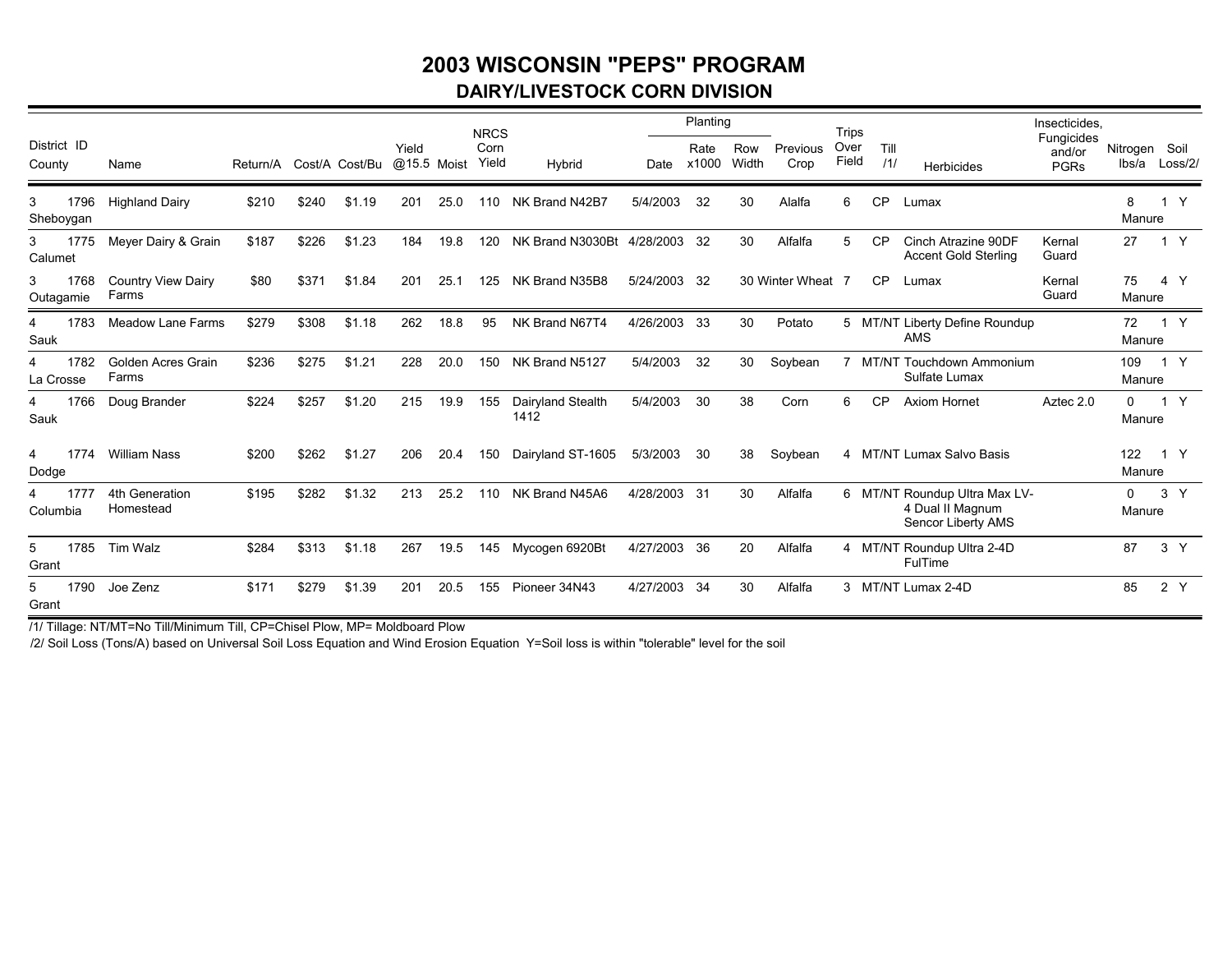# 2003 WISCONSIN "PEPS" PROGRAM

## DAIRY/LIVESTOCK CORN DIVISION

| District ID County | Name | Return/A | Cost/A | Cost/Bu | Yield @15.5 | Moist | NRCS Corn Yield | Hybrid | Planting Date | Planting Rate x1000 | Planting Row Width | Previous Crop | Trips Over Field | Till /1/ | Herbicides | Insecticides, Fungicides and/or PGRs | Nitrogen lbs/a | Soil Loss/2/ |
|---|---|---|---|---|---|---|---|---|---|---|---|---|---|---|---|---|---|---|
| 3 1796 Sheboygan | Highland Dairy | $210 | $240 | $1.19 | 201 | 25.0 | 110 | NK Brand N42B7 | 5/4/2003 | 32 | 30 | Alalfa | 6 | CP | Lumax | | 8 Manure | 1 Y |
| 3 1775 Calumet | Meyer Dairy & Grain | $187 | $226 | $1.23 | 184 | 19.8 | 120 | NK Brand N3030Bt | 4/28/2003 | 32 | 30 | Alfalfa | 5 | CP | Cinch Atrazine 90DF Accent Gold Sterling | Kernal Guard | 27 | 1 Y |
| 3 1768 Outagamie | Country View Dairy Farms | $80 | $371 | $1.84 | 201 | 25.1 | 125 | NK Brand N35B8 | 5/24/2003 | 32 | 30 | Winter Wheat | 7 | CP | Lumax | Kernal Guard | 75 Manure | 4 Y |
| 4 1783 Sauk | Meadow Lane Farms | $279 | $308 | $1.18 | 262 | 18.8 | 95 | NK Brand N67T4 | 4/26/2003 | 33 | 30 | Potato | 5 | MT/NT | Liberty Define Roundup AMS | | 72 Manure | 1 Y |
| 4 1782 La Crosse | Golden Acres Grain Farms | $236 | $275 | $1.21 | 228 | 20.0 | 150 | NK Brand N5127 | 5/4/2003 | 32 | 30 | Soybean | 7 | MT/NT | Touchdown Ammonium Sulfate Lumax | | 109 Manure | 1 Y |
| 4 1766 Sauk | Doug Brander | $224 | $257 | $1.20 | 215 | 19.9 | 155 | Dairyland Stealth 1412 | 5/4/2003 | 30 | 38 | Corn | 6 | CP | Axiom Hornet | Aztec 2.0 | 0 Manure | 1 Y |
| 4 1774 Dodge | William Nass | $200 | $262 | $1.27 | 206 | 20.4 | 150 | Dairyland ST-1605 | 5/3/2003 | 30 | 38 | Soybean | 4 | MT/NT | Lumax Salvo Basis | | 122 Manure | 1 Y |
| 4 1777 Columbia | 4th Generation Homestead | $195 | $282 | $1.32 | 213 | 25.2 | 110 | NK Brand N45A6 | 4/28/2003 | 31 | 30 | Alfalfa | 6 | MT/NT | Roundup Ultra Max LV-4 Dual II Magnum Sencor Liberty AMS | | 0 Manure | 3 Y |
| 5 1785 Grant | Tim Walz | $284 | $313 | $1.18 | 267 | 19.5 | 145 | Mycogen 6920Bt | 4/27/2003 | 36 | 20 | Alfalfa | 4 | MT/NT | Roundup Ultra 2-4D FulTime | | 87 | 3 Y |
| 5 1790 Grant | Joe Zenz | $171 | $279 | $1.39 | 201 | 20.5 | 155 | Pioneer 34N43 | 4/27/2003 | 34 | 30 | Alfalfa | 3 | MT/NT | Lumax 2-4D | | 85 | 2 Y |

/1/ Tillage: NT/MT=No Till/Minimum Till, CP=Chisel Plow, MP= Moldboard Plow

/2/ Soil Loss (Tons/A) based on Universal Soil Loss Equation and Wind Erosion Equation Y=Soil loss is within "tolerable" level for the soil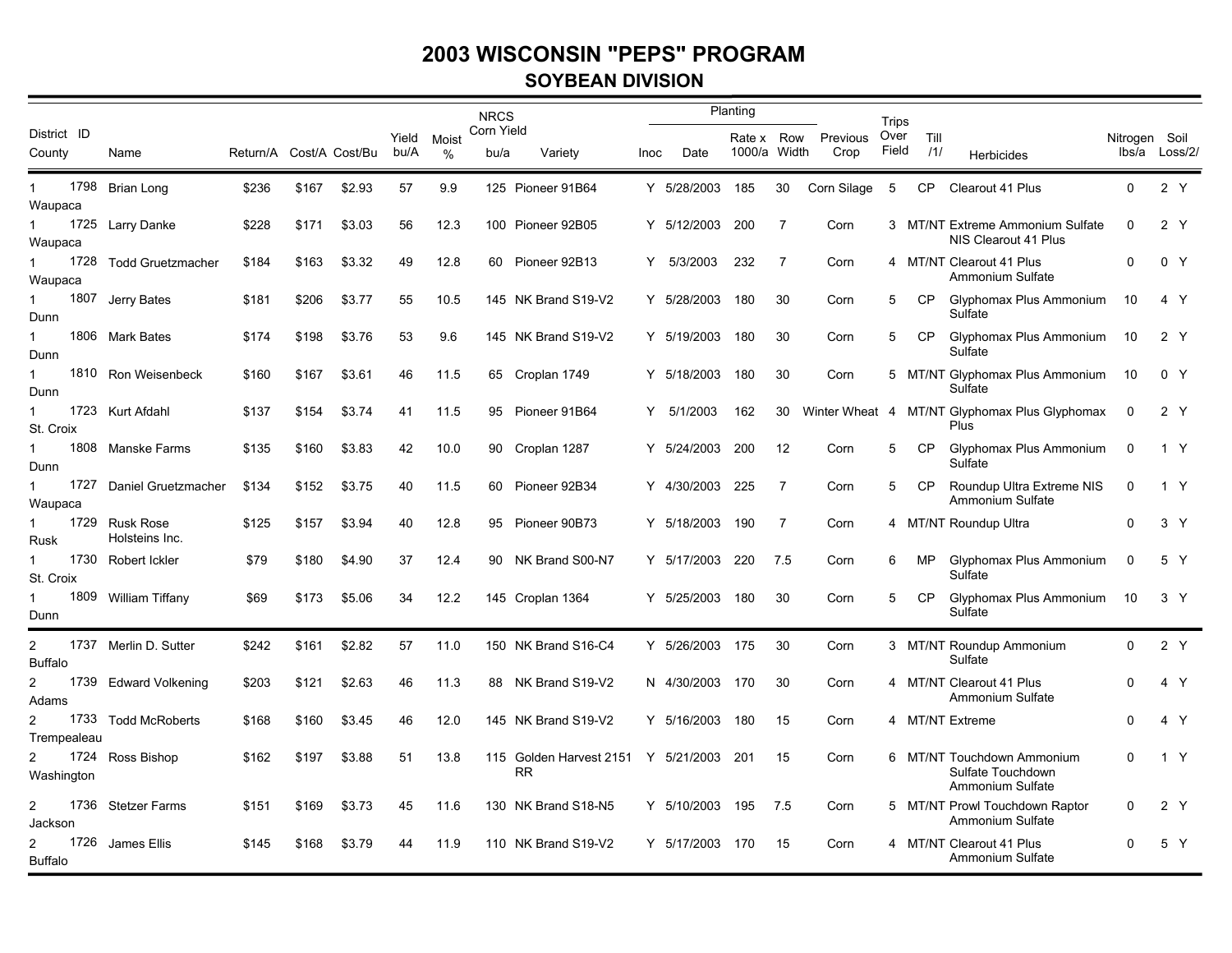# 2003 WISCONSIN "PEPS" PROGRAM

## SOYBEAN DIVISION

| District County | ID | Name | Return/A | Cost/A | Cost/Bu | Yield bu/A | Moist % | NRCS Corn Yield bu/a | Variety | Inoc | Planting Date | Planting Rate x 1000/a | Planting Row Width | Previous Crop | Trips Over Field | Till /1/ | Herbicides | Nitrogen lbs/a | Soil Loss/2/ |
|---|---|---|---|---|---|---|---|---|---|---|---|---|---|---|---|---|---|---|---|
| 1 Waupaca | 1798 | Brian Long | $236 | $167 | $2.93 | 57 | 9.9 | 125 | Pioneer 91B64 | Y | 5/28/2003 | 185 | 30 | Corn Silage | 5 | CP | Clearout 41 Plus | 0 | 2 Y |
| 1 Waupaca | 1725 | Larry Danke | $228 | $171 | $3.03 | 56 | 12.3 | 100 | Pioneer 92B05 | Y | 5/12/2003 | 200 | 7 | Corn | 3 | MT/NT | Extreme Ammonium Sulfate NIS Clearout 41 Plus | 0 | 2 Y |
| 1 Waupaca | 1728 | Todd Gruetzmacher | $184 | $163 | $3.32 | 49 | 12.8 | 60 | Pioneer 92B13 | Y | 5/3/2003 | 232 | 7 | Corn | 4 | MT/NT | Clearout 41 Plus Ammonium Sulfate | 0 | 0 Y |
| 1 Dunn | 1807 | Jerry Bates | $181 | $206 | $3.77 | 55 | 10.5 | 145 | NK Brand S19-V2 | Y | 5/28/2003 | 180 | 30 | Corn | 5 | CP | Glyphomax Plus Ammonium Sulfate | 10 | 4 Y |
| 1 Dunn | 1806 | Mark Bates | $174 | $198 | $3.76 | 53 | 9.6 | 145 | NK Brand S19-V2 | Y | 5/19/2003 | 180 | 30 | Corn | 5 | CP | Glyphomax Plus Ammonium Sulfate | 10 | 2 Y |
| 1 Dunn | 1810 | Ron Weisenbeck | $160 | $167 | $3.61 | 46 | 11.5 | 65 | Croplan 1749 | Y | 5/18/2003 | 180 | 30 | Corn | 5 | MT/NT | Glyphomax Plus Ammonium Sulfate | 10 | 0 Y |
| 1 St. Croix | 1723 | Kurt Afdahl | $137 | $154 | $3.74 | 41 | 11.5 | 95 | Pioneer 91B64 | Y | 5/1/2003 | 162 | 30 | Winter Wheat | 4 | MT/NT | Glyphomax Plus Glyphomax Plus | 0 | 2 Y |
| 1 Dunn | 1808 | Manske Farms | $135 | $160 | $3.83 | 42 | 10.0 | 90 | Croplan 1287 | Y | 5/24/2003 | 200 | 12 | Corn | 5 | CP | Glyphomax Plus Ammonium Sulfate | 0 | 1 Y |
| 1 Waupaca | 1727 | Daniel Gruetzmacher | $134 | $152 | $3.75 | 40 | 11.5 | 60 | Pioneer 92B34 | Y | 4/30/2003 | 225 | 7 | Corn | 5 | CP | Roundup Ultra Extreme NIS Ammonium Sulfate | 0 | 1 Y |
| 1 Rusk | 1729 | Rusk Rose Holsteins Inc. | $125 | $157 | $3.94 | 40 | 12.8 | 95 | Pioneer 90B73 | Y | 5/18/2003 | 190 | 7 | Corn | 4 | MT/NT | Roundup Ultra | 0 | 3 Y |
| 1 St. Croix | 1730 | Robert Ickler | $79 | $180 | $4.90 | 37 | 12.4 | 90 | NK Brand S00-N7 | Y | 5/17/2003 | 220 | 7.5 | Corn | 6 | MP | Glyphomax Plus Ammonium Sulfate | 0 | 5 Y |
| 1 Dunn | 1809 | William Tiffany | $69 | $173 | $5.06 | 34 | 12.2 | 145 | Croplan 1364 | Y | 5/25/2003 | 180 | 30 | Corn | 5 | CP | Glyphomax Plus Ammonium Sulfate | 10 | 3 Y |
| 2 Buffalo | 1737 | Merlin D. Sutter | $242 | $161 | $2.82 | 57 | 11.0 | 150 | NK Brand S16-C4 | Y | 5/26/2003 | 175 | 30 | Corn | 3 | MT/NT | Roundup Ammonium Sulfate | 0 | 2 Y |
| 2 Adams | 1739 | Edward Volkening | $203 | $121 | $2.63 | 46 | 11.3 | 88 | NK Brand S19-V2 | N | 4/30/2003 | 170 | 30 | Corn | 4 | MT/NT | Clearout 41 Plus Ammonium Sulfate | 0 | 4 Y |
| 2 Trempealeau | 1733 | Todd McRoberts | $168 | $160 | $3.45 | 46 | 12.0 | 145 | NK Brand S19-V2 | Y | 5/16/2003 | 180 | 15 | Corn | 4 | MT/NT | Extreme | 0 | 4 Y |
| 2 Washington | 1724 | Ross Bishop | $162 | $197 | $3.88 | 51 | 13.8 | 115 | Golden Harvest 2151 RR | Y | 5/21/2003 | 201 | 15 | Corn | 6 | MT/NT | Touchdown Ammonium Sulfate Touchdown Ammonium Sulfate | 0 | 1 Y |
| 2 Jackson | 1736 | Stetzer Farms | $151 | $169 | $3.73 | 45 | 11.6 | 130 | NK Brand S18-N5 | Y | 5/10/2003 | 195 | 7.5 | Corn | 5 | MT/NT | Prowl Touchdown Raptor Ammonium Sulfate | 0 | 2 Y |
| 2 Buffalo | 1726 | James Ellis | $145 | $168 | $3.79 | 44 | 11.9 | 110 | NK Brand S19-V2 | Y | 5/17/2003 | 170 | 15 | Corn | 4 | MT/NT | Clearout 41 Plus Ammonium Sulfate | 0 | 5 Y |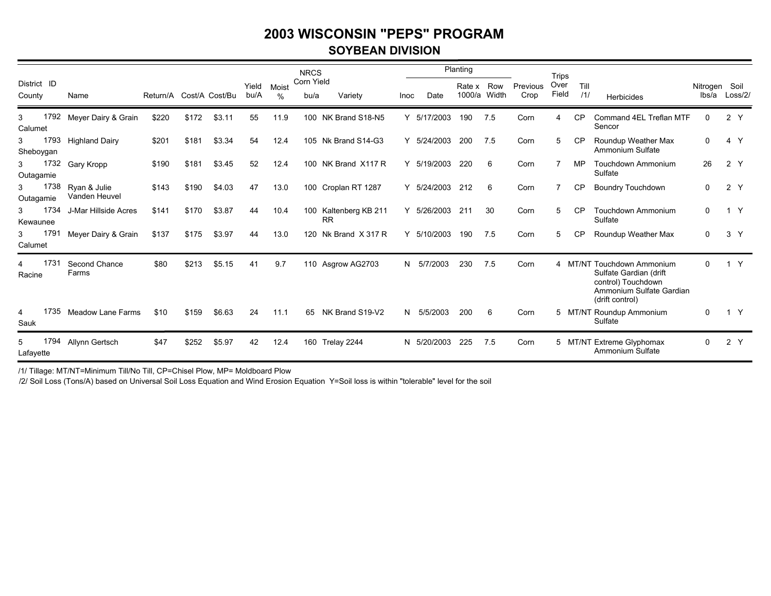# 2003 WISCONSIN "PEPS" PROGRAM

## SOYBEAN DIVISION

| District County | ID | Name | Return/A | Cost/A | Cost/Bu | Yield bu/A | Moist % | NRCS Corn Yield bu/a | Variety | Inoc | Planting Date | Planting Rate x 1000/a | Planting Row Width | Previous Crop | Trips Over Field | Till /1/ | Herbicides | Nitrogen lbs/a | Soil Loss/2/ | |
|---|---|---|---|---|---|---|---|---|---|---|---|---|---|---|---|---|---|---|---|---|
| 3 Calumet | 1792 | Meyer Dairy & Grain | $220 | $172 | $3.11 | 55 | 11.9 | 100 | NK Brand S18-N5 | Y | 5/17/2003 | 190 | 7.5 | Corn | 4 | CP | Command 4EL Treflan MTF Sencor | 0 | 2 | Y |
| 3 Sheboygan | 1793 | Highland Dairy | $201 | $181 | $3.34 | 54 | 12.4 | 105 | Nk Brand S14-G3 | Y | 5/24/2003 | 200 | 7.5 | Corn | 5 | CP | Roundup Weather Max Ammonium Sulfate | 0 | 4 | Y |
| 3 Outagamie | 1732 | Gary Kropp | $190 | $181 | $3.45 | 52 | 12.4 | 100 | NK Brand X117 R | Y | 5/19/2003 | 220 | 6 | Corn | 7 | MP | Touchdown Ammonium Sulfate | 26 | 2 | Y |
| 3 Outagamie | 1738 | Ryan & Julie Vanden Heuvel | $143 | $190 | $4.03 | 47 | 13.0 | 100 | Croplan RT 1287 | Y | 5/24/2003 | 212 | 6 | Corn | 7 | CP | Boundry Touchdown | 0 | 2 | Y |
| 3 Kewaunee | 1734 | J-Mar Hillside Acres | $141 | $170 | $3.87 | 44 | 10.4 | 100 | Kaltenberg KB 211 RR | Y | 5/26/2003 | 211 | 30 | Corn | 5 | CP | Touchdown Ammonium Sulfate | 0 | 1 | Y |
| 3 Calumet | 1791 | Meyer Dairy & Grain | $137 | $175 | $3.97 | 44 | 13.0 | 120 | Nk Brand X 317 R | Y | 5/10/2003 | 190 | 7.5 | Corn | 5 | CP | Roundup Weather Max | 0 | 3 | Y |
| 4 Racine | 1731 | Second Chance Farms | $80 | $213 | $5.15 | 41 | 9.7 | 110 | Asgrow AG2703 | N | 5/7/2003 | 230 | 7.5 | Corn | 4 | MT/NT | Touchdown Ammonium Sulfate Gardian (drift control) Touchdown Ammonium Sulfate Gardian (drift control) | 0 | 1 | Y |
| 4 Sauk | 1735 | Meadow Lane Farms | $10 | $159 | $6.63 | 24 | 11.1 | 65 | NK Brand S19-V2 | N | 5/5/2003 | 200 | 6 | Corn | 5 | MT/NT | Roundup Ammonium Sulfate | 0 | 1 | Y |
| 5 Lafayette | 1794 | Allynn Gertsch | $47 | $252 | $5.97 | 42 | 12.4 | 160 | Trelay 2244 | N | 5/20/2003 | 225 | 7.5 | Corn | 5 | MT/NT | Extreme Glyphomax Ammonium Sulfate | 0 | 2 | Y |

/1/ Tillage: MT/NT=Minimum Till/No Till, CP=Chisel Plow, MP= Moldboard Plow

/2/ Soil Loss (Tons/A) based on Universal Soil Loss Equation and Wind Erosion Equation Y=Soil loss is within "tolerable" level for the soil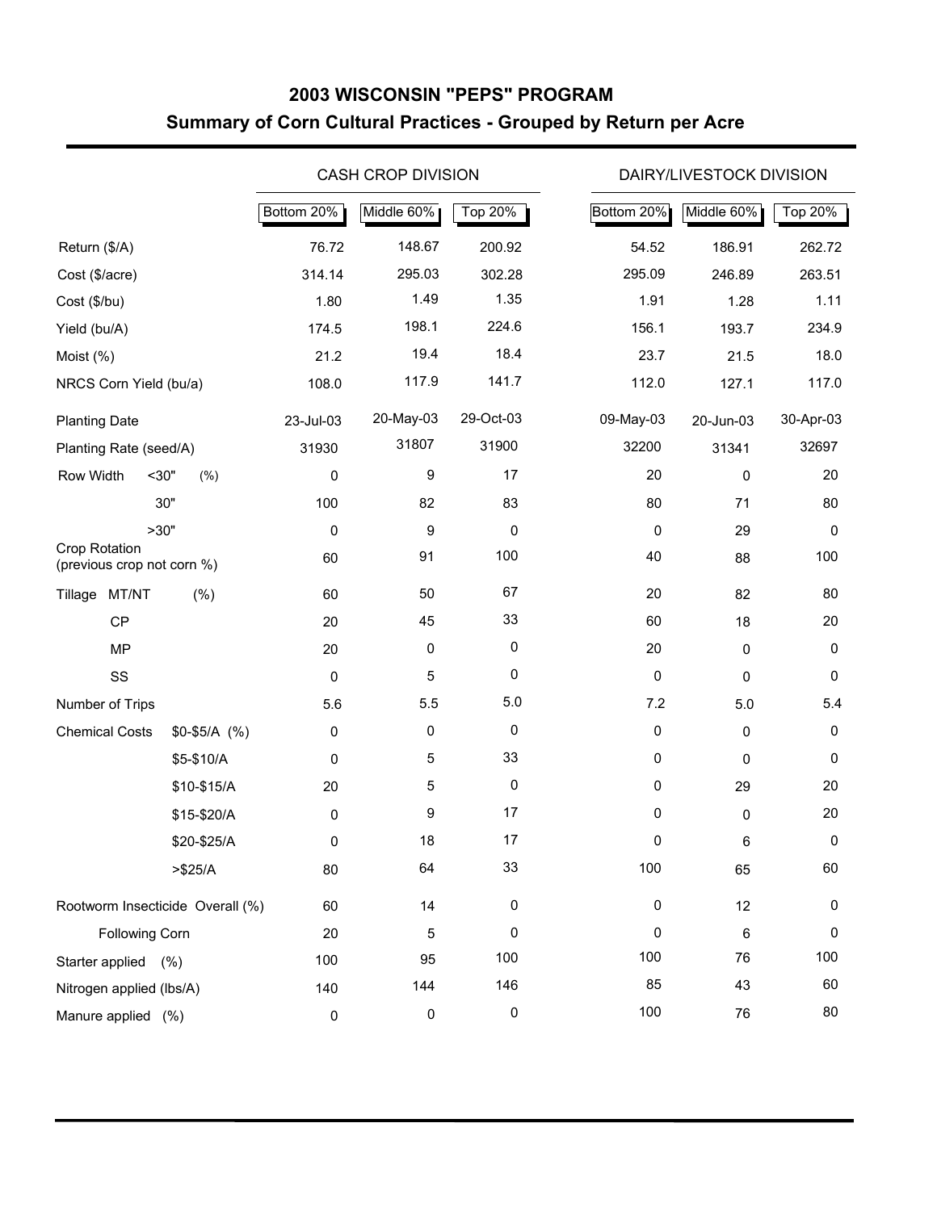# 2003 WISCONSIN "PEPS" PROGRAM

## Summary of Corn Cultural Practices - Grouped by Return per Acre

| | | CASH CROP DIVISION | | | DAIRY/LIVESTOCK DIVISION | | |
|---|---|---|---|---|---|---|---|
| | | Bottom 20% | Middle 60% | Top 20% | Bottom 20% | Middle 60% | Top 20% |
| Return ($/A) | | 76.72 | 148.67 | 200.92 | 54.52 | 186.91 | 262.72 |
| Cost ($/acre) | | 314.14 | 295.03 | 302.28 | 295.09 | 246.89 | 263.51 |
| Cost ($/bu) | | 1.80 | 1.49 | 1.35 | 1.91 | 1.28 | 1.11 |
| Yield (bu/A) | | 174.5 | 198.1 | 224.6 | 156.1 | 193.7 | 234.9 |
| Moist (%) | | 21.2 | 19.4 | 18.4 | 23.7 | 21.5 | 18.0 |
| NRCS Corn Yield (bu/a) | | 108.0 | 117.9 | 141.7 | 112.0 | 127.1 | 117.0 |
| Planting Date | | 23-Jul-03 | 20-May-03 | 29-Oct-03 | 09-May-03 | 20-Jun-03 | 30-Apr-03 |
| Planting Rate (seed/A) | | 31930 | 31807 | 31900 | 32200 | 31341 | 32697 |
| Row Width (%) | <30" | 0 | 9 | 17 | 20 | 0 | 20 |
| | 30" | 100 | 82 | 83 | 80 | 71 | 80 |
| | >30" | 0 | 9 | 0 | 0 | 29 | 0 |
| Crop Rotation (previous crop not corn %) | | 60 | 91 | 100 | 40 | 88 | 100 |
| Tillage (%) | MT/NT | 60 | 50 | 67 | 20 | 82 | 80 |
| | CP | 20 | 45 | 33 | 60 | 18 | 20 |
| | MP | 20 | 0 | 0 | 20 | 0 | 0 |
| | SS | 0 | 5 | 0 | 0 | 0 | 0 |
| Number of Trips | | 5.6 | 5.5 | 5.0 | 7.2 | 5.0 | 5.4 |
| Chemical Costs (%) | $0-$5/A | 0 | 0 | 0 | 0 | 0 | 0 |
| | $5-$10/A | 0 | 5 | 33 | 0 | 0 | 0 |
| | $10-$15/A | 20 | 5 | 0 | 0 | 29 | 20 |
| | $15-$20/A | 0 | 9 | 17 | 0 | 0 | 20 |
| | $20-$25/A | 0 | 18 | 17 | 0 | 6 | 0 |
| | >$25/A | 80 | 64 | 33 | 100 | 65 | 60 |
| Rootworm Insecticide Overall (%) | | 60 | 14 | 0 | 0 | 12 | 0 |
| Following Corn | | 20 | 5 | 0 | 0 | 6 | 0 |
| Starter applied (%) | | 100 | 95 | 100 | 100 | 76 | 100 |
| Nitrogen applied (lbs/A) | | 140 | 144 | 146 | 85 | 43 | 60 |
| Manure applied (%) | | 0 | 0 | 0 | 100 | 76 | 80 |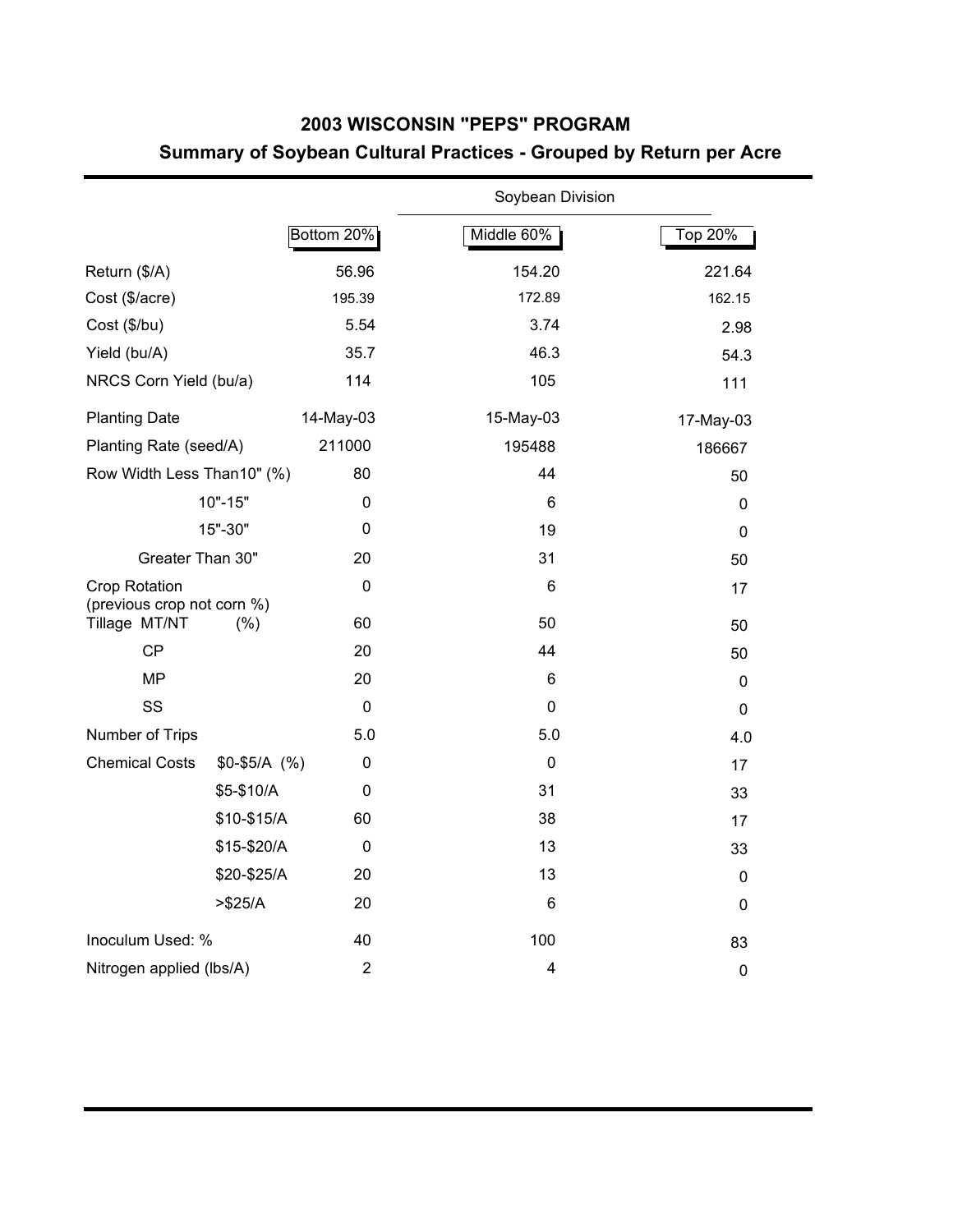# 2003 WISCONSIN "PEPS" PROGRAM

## Summary of Soybean Cultural Practices - Grouped by Return per Acre

| | | Soybean Division | |
|---|---|---|---|
| | Bottom 20% | Middle 60% | Top 20% |
| Return ($/A) | 56.96 | 154.20 | 221.64 |
| Cost ($/acre) | 195.39 | 172.89 | 162.15 |
| Cost ($/bu) | 5.54 | 3.74 | 2.98 |
| Yield (bu/A) | 35.7 | 46.3 | 54.3 |
| NRCS Corn Yield (bu/a) | 114 | 105 | 111 |
| Planting Date | 14-May-03 | 15-May-03 | 17-May-03 |
| Planting Rate (seed/A) | 211000 | 195488 | 186667 |
| Row Width Less Than10" (%) | 80 | 44 | 50 |
| 10"-15" | 0 | 6 | 0 |
| 15"-30" | 0 | 19 | 0 |
| Greater Than 30" | 20 | 31 | 50 |
| Crop Rotation (previous crop not corn %) | 0 | 6 | 17 |
| Tillage MT/NT (%) | 60 | 50 | 50 |
| CP | 20 | 44 | 50 |
| MP | 20 | 6 | 0 |
| SS | 0 | 0 | 0 |
| Number of Trips | 5.0 | 5.0 | 4.0 |
| Chemical Costs $0-$5/A (%) | 0 | 0 | 17 |
| $5-$10/A | 0 | 31 | 33 |
| $10-$15/A | 60 | 38 | 17 |
| $15-$20/A | 0 | 13 | 33 |
| $20-$25/A | 20 | 13 | 0 |
| >$25/A | 20 | 6 | 0 |
| Inoculum Used: % | 40 | 100 | 83 |
| Nitrogen applied (lbs/A) | 2 | 4 | 0 |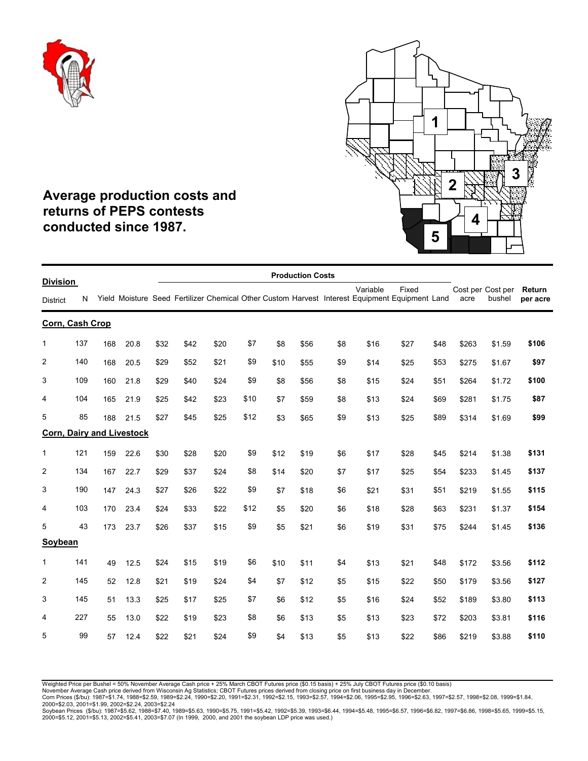## Average production costs and returns of PEPS contests conducted since 1987.

| Division | | | | Production Costs | | | | | | | | | | | | | |
|---|---|---|---|---|---|---|---|---|---|---|---|---|---|---|---|---|---|
| District | N | Yield | Moisture | Seed | Fertilizer | Chemical | Other | Custom | Harvest | Interest | Variable Equipment | Fixed Equipment | Land | Cost per acre | Cost per bushel | **Return per acre** |
| **Corn, Cash Crop** | | | | | | | | | | | | | | | | |
| 1 | 137 | 168 | 20.8 | $32 | $42 | $20 | $7 | $8 | $56 | $8 | $16 | $27 | $48 | $263 | $1.59 | **$106** |
| 2 | 140 | 168 | 20.5 | $29 | $52 | $21 | $9 | $10 | $55 | $9 | $14 | $25 | $53 | $275 | $1.67 | **$97** |
| 3 | 109 | 160 | 21.8 | $29 | $40 | $24 | $9 | $8 | $56 | $8 | $15 | $24 | $51 | $264 | $1.72 | **$100** |
| 4 | 104 | 165 | 21.9 | $25 | $42 | $23 | $10 | $7 | $59 | $8 | $13 | $24 | $69 | $281 | $1.75 | **$87** |
| 5 | 85 | 188 | 21.5 | $27 | $45 | $25 | $12 | $3 | $65 | $9 | $13 | $25 | $89 | $314 | $1.69 | **$99** |
| **Corn, Dairy and Livestock** | | | | | | | | | | | | | | | | |
| 1 | 121 | 159 | 22.6 | $30 | $28 | $20 | $9 | $12 | $19 | $6 | $17 | $28 | $45 | $214 | $1.38 | **$131** |
| 2 | 134 | 167 | 22.7 | $29 | $37 | $24 | $8 | $14 | $20 | $7 | $17 | $25 | $54 | $233 | $1.45 | **$137** |
| 3 | 190 | 147 | 24.3 | $27 | $26 | $22 | $9 | $7 | $18 | $6 | $21 | $31 | $51 | $219 | $1.55 | **$115** |
| 4 | 103 | 170 | 23.4 | $24 | $33 | $22 | $12 | $5 | $20 | $6 | $18 | $28 | $63 | $231 | $1.37 | **$154** |
| 5 | 43 | 173 | 23.7 | $26 | $37 | $15 | $9 | $5 | $21 | $6 | $19 | $31 | $75 | $244 | $1.45 | **$136** |
| **Soybean** | | | | | | | | | | | | | | | | |
| 1 | 141 | 49 | 12.5 | $24 | $15 | $19 | $6 | $10 | $11 | $4 | $13 | $21 | $48 | $172 | $3.56 | **$112** |
| 2 | 145 | 52 | 12.8 | $21 | $19 | $24 | $4 | $7 | $12 | $5 | $15 | $22 | $50 | $179 | $3.56 | **$127** |
| 3 | 145 | 51 | 13.3 | $25 | $17 | $25 | $7 | $6 | $12 | $5 | $16 | $24 | $52 | $189 | $3.80 | **$113** |
| 4 | 227 | 55 | 13.0 | $22 | $19 | $23 | $8 | $6 | $13 | $5 | $13 | $23 | $72 | $203 | $3.81 | **$116** |
| 5 | 99 | 57 | 12.4 | $22 | $21 | $24 | $9 | $4 | $13 | $5 | $13 | $22 | $86 | $219 | $3.88 | **$110** |

Weighted Price per Bushel = 50% November Average Cash price + 25% March CBOT Futures price ($0.15 basis) + 25% July CBOT Futures price ($0.10 basis)
November Average Cash price derived from Wisconsin Ag Statistics; CBOT Futures prices derived from closing price on first business day in December.
Corn Prices ($/bu): 1987=$1.74, 1988=$2.59, 1989=$2.24, 1990=$2.20, 1991=$2.31, 1992=$2.15, 1993=$2.57, 1994=$2.06, 1995=$2.95, 1996=$2.63, 1997=$2.57, 1998=$2.08, 1999=$1.84, 2000=$2.03, 2001=$1.99, 2002=$2.24, 2003=$2.24
Soybean Prices ($/bu): 1987=$5.62, 1988=$7.40, 1989=$5.63, 1990=$5.75, 1991=$5.42, 1992=$5.39, 1993=$6.44, 1994=$5.48, 1995=$6.57, 1996=$6.82, 1997=$6.86, 1998=$5.65, 1999=$5.15, 2000=$5.12, 2001=$5.13, 2002=$5.41, 2003=$7.07 (In 1999, 2000, and 2001 the soybean LDP price was used.)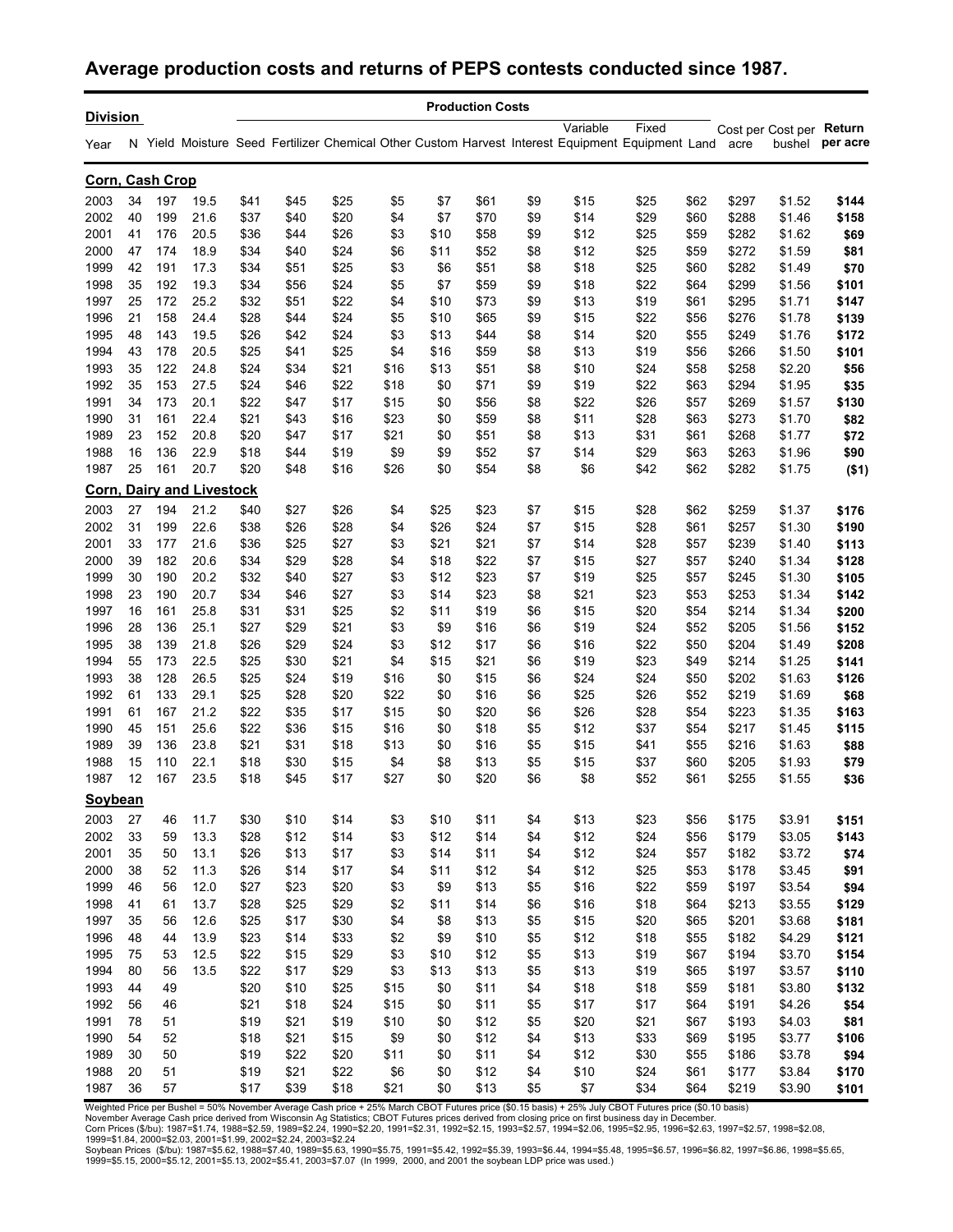## Average production costs and returns of PEPS contests conducted since 1987.

| Division | | | | Production Costs | | | | | | | | | | | | |
|---|---|---|---|---|---|---|---|---|---|---|---|---|---|---|---|---|
| Year | N | Yield | Moisture | Seed | Fertilizer | Chemical | Other | Custom | Harvest | Interest | Variable Equipment | Fixed Equipment | Land | Cost per acre | Cost per bushel | Return per acre |
| **Corn, Cash Crop** | | | | | | | | | | | | | | | | |
| 2003 | 34 | 197 | 19.5 | $41 | $45 | $25 | $5 | $7 | $61 | $9 | $15 | $25 | $62 | $297 | $1.52 | **$144** |
| 2002 | 40 | 199 | 21.6 | $37 | $40 | $20 | $4 | $7 | $70 | $9 | $14 | $29 | $60 | $288 | $1.46 | **$158** |
| 2001 | 41 | 176 | 20.5 | $36 | $44 | $26 | $3 | $10 | $58 | $9 | $12 | $25 | $59 | $282 | $1.62 | **$69** |
| 2000 | 47 | 174 | 18.9 | $34 | $40 | $24 | $6 | $11 | $52 | $8 | $12 | $25 | $59 | $272 | $1.59 | **$81** |
| 1999 | 42 | 191 | 17.3 | $34 | $51 | $25 | $3 | $6 | $51 | $8 | $18 | $25 | $60 | $282 | $1.49 | **$70** |
| 1998 | 35 | 192 | 19.3 | $34 | $56 | $24 | $5 | $7 | $59 | $9 | $18 | $22 | $64 | $299 | $1.56 | **$101** |
| 1997 | 25 | 172 | 25.2 | $32 | $51 | $22 | $4 | $10 | $73 | $9 | $13 | $19 | $61 | $295 | $1.71 | **$147** |
| 1996 | 21 | 158 | 24.4 | $28 | $44 | $24 | $5 | $10 | $65 | $9 | $15 | $22 | $56 | $276 | $1.78 | **$139** |
| 1995 | 48 | 143 | 19.5 | $26 | $42 | $24 | $3 | $13 | $44 | $8 | $14 | $20 | $55 | $249 | $1.76 | **$172** |
| 1994 | 43 | 178 | 20.5 | $25 | $41 | $25 | $4 | $16 | $59 | $8 | $13 | $19 | $56 | $266 | $1.50 | **$101** |
| 1993 | 35 | 122 | 24.8 | $24 | $34 | $21 | $16 | $13 | $51 | $8 | $10 | $24 | $58 | $258 | $2.20 | **$56** |
| 1992 | 35 | 153 | 27.5 | $24 | $46 | $22 | $18 | $0 | $71 | $9 | $19 | $22 | $63 | $294 | $1.95 | **$35** |
| 1991 | 34 | 173 | 20.1 | $22 | $47 | $17 | $15 | $0 | $56 | $8 | $22 | $26 | $57 | $269 | $1.57 | **$130** |
| 1990 | 31 | 161 | 22.4 | $21 | $43 | $16 | $23 | $0 | $59 | $8 | $11 | $28 | $63 | $273 | $1.70 | **$82** |
| 1989 | 23 | 152 | 20.8 | $20 | $47 | $17 | $21 | $0 | $51 | $8 | $13 | $31 | $61 | $268 | $1.77 | **$72** |
| 1988 | 16 | 136 | 22.9 | $18 | $44 | $19 | $9 | $9 | $52 | $7 | $14 | $29 | $63 | $263 | $1.96 | **$90** |
| 1987 | 25 | 161 | 20.7 | $20 | $48 | $16 | $26 | $0 | $54 | $8 | $6 | $42 | $62 | $282 | $1.75 | **($1)** |
| **Corn, Dairy and Livestock** | | | | | | | | | | | | | | | | |
| 2003 | 27 | 194 | 21.2 | $40 | $27 | $26 | $4 | $25 | $23 | $7 | $15 | $28 | $62 | $259 | $1.37 | **$176** |
| 2002 | 31 | 199 | 22.6 | $38 | $26 | $28 | $4 | $26 | $24 | $7 | $15 | $28 | $61 | $257 | $1.30 | **$190** |
| 2001 | 33 | 177 | 21.6 | $36 | $25 | $27 | $3 | $21 | $21 | $7 | $14 | $28 | $57 | $239 | $1.40 | **$113** |
| 2000 | 39 | 182 | 20.6 | $34 | $29 | $28 | $4 | $18 | $22 | $7 | $15 | $27 | $57 | $240 | $1.34 | **$128** |
| 1999 | 30 | 190 | 20.2 | $32 | $40 | $27 | $3 | $12 | $23 | $7 | $19 | $25 | $57 | $245 | $1.30 | **$105** |
| 1998 | 23 | 190 | 20.7 | $34 | $46 | $27 | $3 | $14 | $23 | $8 | $21 | $23 | $53 | $253 | $1.34 | **$142** |
| 1997 | 16 | 161 | 25.8 | $31 | $31 | $25 | $2 | $11 | $19 | $6 | $15 | $20 | $54 | $214 | $1.34 | **$200** |
| 1996 | 28 | 136 | 25.1 | $27 | $29 | $21 | $3 | $9 | $16 | $6 | $19 | $24 | $52 | $205 | $1.56 | **$152** |
| 1995 | 38 | 139 | 21.8 | $26 | $29 | $24 | $3 | $12 | $17 | $6 | $16 | $22 | $50 | $204 | $1.49 | **$208** |
| 1994 | 55 | 173 | 22.5 | $25 | $30 | $21 | $4 | $15 | $21 | $6 | $19 | $23 | $49 | $214 | $1.25 | **$141** |
| 1993 | 38 | 128 | 26.5 | $25 | $24 | $19 | $16 | $0 | $15 | $6 | $24 | $24 | $50 | $202 | $1.63 | **$126** |
| 1992 | 61 | 133 | 29.1 | $25 | $28 | $20 | $22 | $0 | $16 | $6 | $25 | $26 | $52 | $219 | $1.69 | **$68** |
| 1991 | 61 | 167 | 21.2 | $22 | $35 | $17 | $15 | $0 | $20 | $6 | $26 | $28 | $54 | $223 | $1.35 | **$163** |
| 1990 | 45 | 151 | 25.6 | $22 | $36 | $15 | $16 | $0 | $18 | $5 | $12 | $37 | $54 | $217 | $1.45 | **$115** |
| 1989 | 39 | 136 | 23.8 | $21 | $31 | $18 | $13 | $0 | $16 | $5 | $15 | $41 | $55 | $216 | $1.63 | **$88** |
| 1988 | 15 | 110 | 22.1 | $18 | $30 | $15 | $4 | $8 | $13 | $5 | $15 | $37 | $60 | $205 | $1.93 | **$79** |
| 1987 | 12 | 167 | 23.5 | $18 | $45 | $17 | $27 | $0 | $20 | $6 | $8 | $52 | $61 | $255 | $1.55 | **$36** |
| **Soybean** | | | | | | | | | | | | | | | | |
| 2003 | 27 | 46 | 11.7 | $30 | $10 | $14 | $3 | $10 | $11 | $4 | $13 | $23 | $56 | $175 | $3.91 | **$151** |
| 2002 | 33 | 59 | 13.3 | $28 | $12 | $14 | $3 | $12 | $14 | $4 | $12 | $24 | $56 | $179 | $3.05 | **$143** |
| 2001 | 35 | 50 | 13.1 | $26 | $13 | $17 | $3 | $14 | $11 | $4 | $12 | $24 | $57 | $182 | $3.72 | **$74** |
| 2000 | 38 | 52 | 11.3 | $26 | $14 | $17 | $4 | $11 | $12 | $4 | $12 | $25 | $53 | $178 | $3.45 | **$91** |
| 1999 | 46 | 56 | 12.0 | $27 | $23 | $20 | $3 | $9 | $13 | $5 | $16 | $22 | $59 | $197 | $3.54 | **$94** |
| 1998 | 41 | 61 | 13.7 | $28 | $25 | $29 | $2 | $11 | $14 | $6 | $16 | $18 | $64 | $213 | $3.55 | **$129** |
| 1997 | 35 | 56 | 12.6 | $25 | $17 | $30 | $4 | $8 | $13 | $5 | $15 | $20 | $65 | $201 | $3.68 | **$181** |
| 1996 | 48 | 44 | 13.9 | $23 | $14 | $33 | $2 | $9 | $10 | $5 | $12 | $18 | $55 | $182 | $4.29 | **$121** |
| 1995 | 75 | 53 | 12.5 | $22 | $15 | $29 | $3 | $10 | $12 | $5 | $13 | $19 | $67 | $194 | $3.70 | **$154** |
| 1994 | 80 | 56 | 13.5 | $22 | $17 | $29 | $3 | $13 | $13 | $5 | $13 | $19 | $65 | $197 | $3.57 | **$110** |
| 1993 | 44 | 49 | | $20 | $10 | $25 | $15 | $0 | $11 | $4 | $18 | $18 | $59 | $181 | $3.80 | **$132** |
| 1992 | 56 | 46 | | $21 | $18 | $24 | $15 | $0 | $11 | $5 | $17 | $17 | $64 | $191 | $4.26 | **$54** |
| 1991 | 78 | 51 | | $19 | $21 | $19 | $10 | $0 | $12 | $5 | $20 | $21 | $67 | $193 | $4.03 | **$81** |
| 1990 | 54 | 52 | | $18 | $21 | $15 | $9 | $0 | $12 | $4 | $13 | $33 | $69 | $195 | $3.77 | **$106** |
| 1989 | 30 | 50 | | $19 | $22 | $20 | $11 | $0 | $11 | $4 | $12 | $30 | $55 | $186 | $3.78 | **$94** |
| 1988 | 20 | 51 | | $19 | $21 | $22 | $6 | $0 | $12 | $4 | $10 | $24 | $61 | $177 | $3.84 | **$170** |
| 1987 | 36 | 57 | | $17 | $39 | $18 | $21 | $0 | $13 | $5 | $7 | $34 | $64 | $219 | $3.90 | **$101** |

Weighted Price per Bushel = 50% November Average Cash price + 25% March CBOT Futures price ($0.15 basis) + 25% July CBOT Futures price ($0.10 basis)
November Average Cash price derived from Wisconsin Ag Statistics; CBOT Futures prices derived from closing price on first business day in December.
Corn Prices ($/bu): 1987=$1.74, 1988=$2.59, 1989=$2.24, 1990=$2.20, 1991=$2.31, 1992=$2.15, 1993=$2.57, 1994=$2.06, 1995=$2.95, 1996=$2.63, 1997=$2.57, 1998=$2.08, 1999=$1.84, 2000=$2.03, 2001=$1.99, 2002=$2.24, 2003=$2.24
Soybean Prices ($/bu): 1987=$5.62, 1988=$7.40, 1989=$5.63, 1990=$5.75, 1991=$5.42, 1992=$5.39, 1993=$6.44, 1994=$5.48, 1995=$6.57, 1996=$6.82, 1997=$6.86, 1998=$5.65, 1999=$5.15, 2000=$5.12, 2001=$5.13, 2002=$5.41, 2003=$7.07 (In 1999, 2000, and 2001 the soybean LDP price was used.)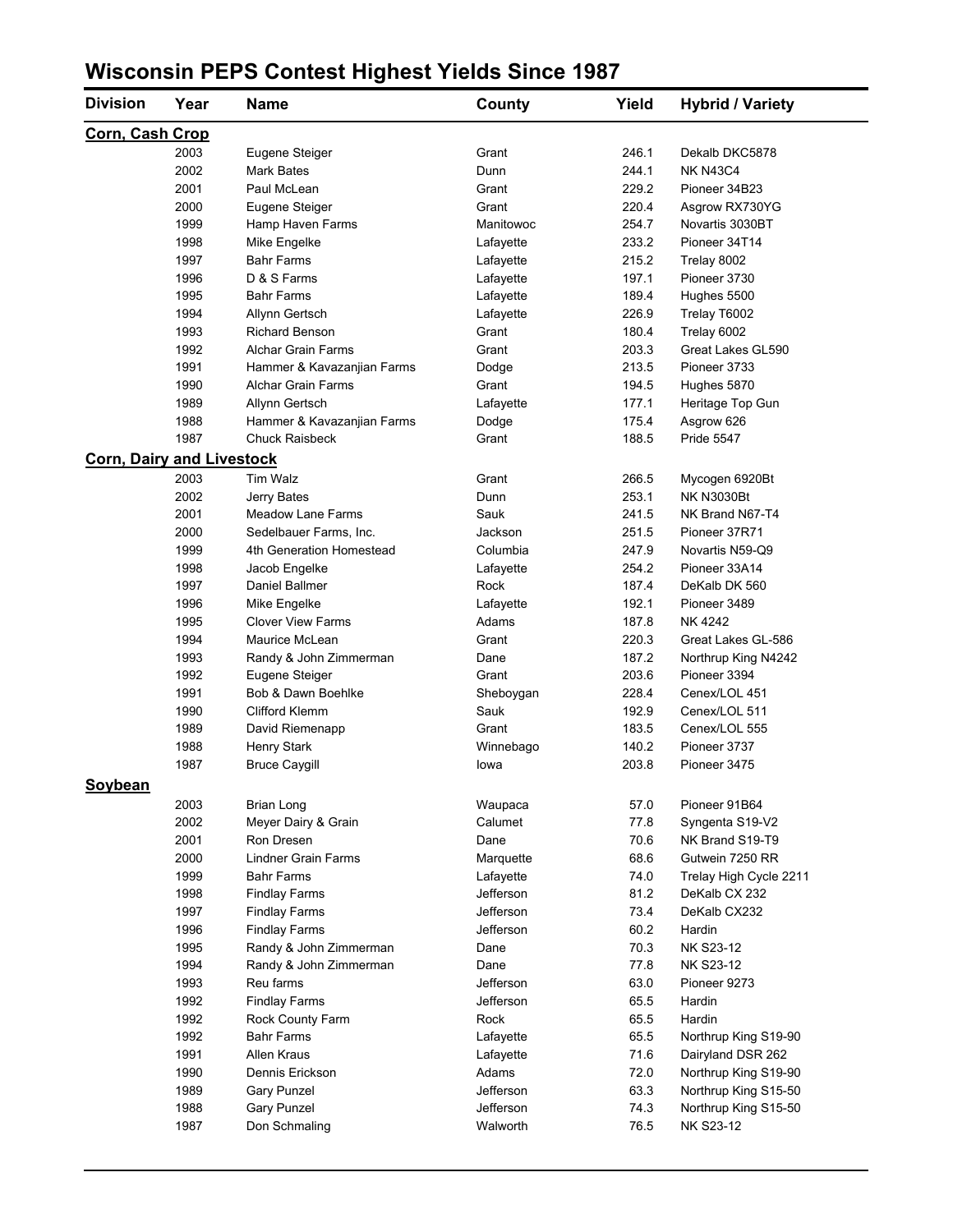# Wisconsin PEPS Contest Highest Yields Since 1987

| Division | Year | Name | County | Yield | Hybrid / Variety |
|---|---|---|---|---|---|
| **Corn, Cash Crop** | | | | | |
| | 2003 | Eugene Steiger | Grant | 246.1 | Dekalb DKC5878 |
| | 2002 | Mark Bates | Dunn | 244.1 | NK N43C4 |
| | 2001 | Paul McLean | Grant | 229.2 | Pioneer 34B23 |
| | 2000 | Eugene Steiger | Grant | 220.4 | Asgrow RX730YG |
| | 1999 | Hamp Haven Farms | Manitowoc | 254.7 | Novartis 3030BT |
| | 1998 | Mike Engelke | Lafayette | 233.2 | Pioneer 34T14 |
| | 1997 | Bahr Farms | Lafayette | 215.2 | Trelay 8002 |
| | 1996 | D & S Farms | Lafayette | 197.1 | Pioneer 3730 |
| | 1995 | Bahr Farms | Lafayette | 189.4 | Hughes 5500 |
| | 1994 | Allynn Gertsch | Lafayette | 226.9 | Trelay T6002 |
| | 1993 | Richard Benson | Grant | 180.4 | Trelay 6002 |
| | 1992 | Alchar Grain Farms | Grant | 203.3 | Great Lakes GL590 |
| | 1991 | Hammer & Kavazanjian Farms | Dodge | 213.5 | Pioneer 3733 |
| | 1990 | Alchar Grain Farms | Grant | 194.5 | Hughes 5870 |
| | 1989 | Allynn Gertsch | Lafayette | 177.1 | Heritage Top Gun |
| | 1988 | Hammer & Kavazanjian Farms | Dodge | 175.4 | Asgrow 626 |
| | 1987 | Chuck Raisbeck | Grant | 188.5 | Pride 5547 |
| **Corn, Dairy and Livestock** | | | | | |
| | 2003 | Tim Walz | Grant | 266.5 | Mycogen 6920Bt |
| | 2002 | Jerry Bates | Dunn | 253.1 | NK N3030Bt |
| | 2001 | Meadow Lane Farms | Sauk | 241.5 | NK Brand N67-T4 |
| | 2000 | Sedelbauer Farms, Inc. | Jackson | 251.5 | Pioneer 37R71 |
| | 1999 | 4th Generation Homestead | Columbia | 247.9 | Novartis N59-Q9 |
| | 1998 | Jacob Engelke | Lafayette | 254.2 | Pioneer 33A14 |
| | 1997 | Daniel Ballmer | Rock | 187.4 | DeKalb DK 560 |
| | 1996 | Mike Engelke | Lafayette | 192.1 | Pioneer 3489 |
| | 1995 | Clover View Farms | Adams | 187.8 | NK 4242 |
| | 1994 | Maurice McLean | Grant | 220.3 | Great Lakes GL-586 |
| | 1993 | Randy & John Zimmerman | Dane | 187.2 | Northrup King N4242 |
| | 1992 | Eugene Steiger | Grant | 203.6 | Pioneer 3394 |
| | 1991 | Bob & Dawn Boehlke | Sheboygan | 228.4 | Cenex/LOL 451 |
| | 1990 | Clifford Klemm | Sauk | 192.9 | Cenex/LOL 511 |
| | 1989 | David Riemenapp | Grant | 183.5 | Cenex/LOL 555 |
| | 1988 | Henry Stark | Winnebago | 140.2 | Pioneer 3737 |
| | 1987 | Bruce Caygill | Iowa | 203.8 | Pioneer 3475 |
| **Soybean** | | | | | |
| | 2003 | Brian Long | Waupaca | 57.0 | Pioneer 91B64 |
| | 2002 | Meyer Dairy & Grain | Calumet | 77.8 | Syngenta S19-V2 |
| | 2001 | Ron Dresen | Dane | 70.6 | NK Brand S19-T9 |
| | 2000 | Lindner Grain Farms | Marquette | 68.6 | Gutwein 7250 RR |
| | 1999 | Bahr Farms | Lafayette | 74.0 | Trelay High Cycle 2211 |
| | 1998 | Findlay Farms | Jefferson | 81.2 | DeKalb CX 232 |
| | 1997 | Findlay Farms | Jefferson | 73.4 | DeKalb CX232 |
| | 1996 | Findlay Farms | Jefferson | 60.2 | Hardin |
| | 1995 | Randy & John Zimmerman | Dane | 70.3 | NK S23-12 |
| | 1994 | Randy & John Zimmerman | Dane | 77.8 | NK S23-12 |
| | 1993 | Reu farms | Jefferson | 63.0 | Pioneer 9273 |
| | 1992 | Findlay Farms | Jefferson | 65.5 | Hardin |
| | 1992 | Rock County Farm | Rock | 65.5 | Hardin |
| | 1992 | Bahr Farms | Lafayette | 65.5 | Northrup King S19-90 |
| | 1991 | Allen Kraus | Lafayette | 71.6 | Dairyland DSR 262 |
| | 1990 | Dennis Erickson | Adams | 72.0 | Northrup King S19-90 |
| | 1989 | Gary Punzel | Jefferson | 63.3 | Northrup King S15-50 |
| | 1988 | Gary Punzel | Jefferson | 74.3 | Northrup King S15-50 |
| | 1987 | Don Schmaling | Walworth | 76.5 | NK S23-12 |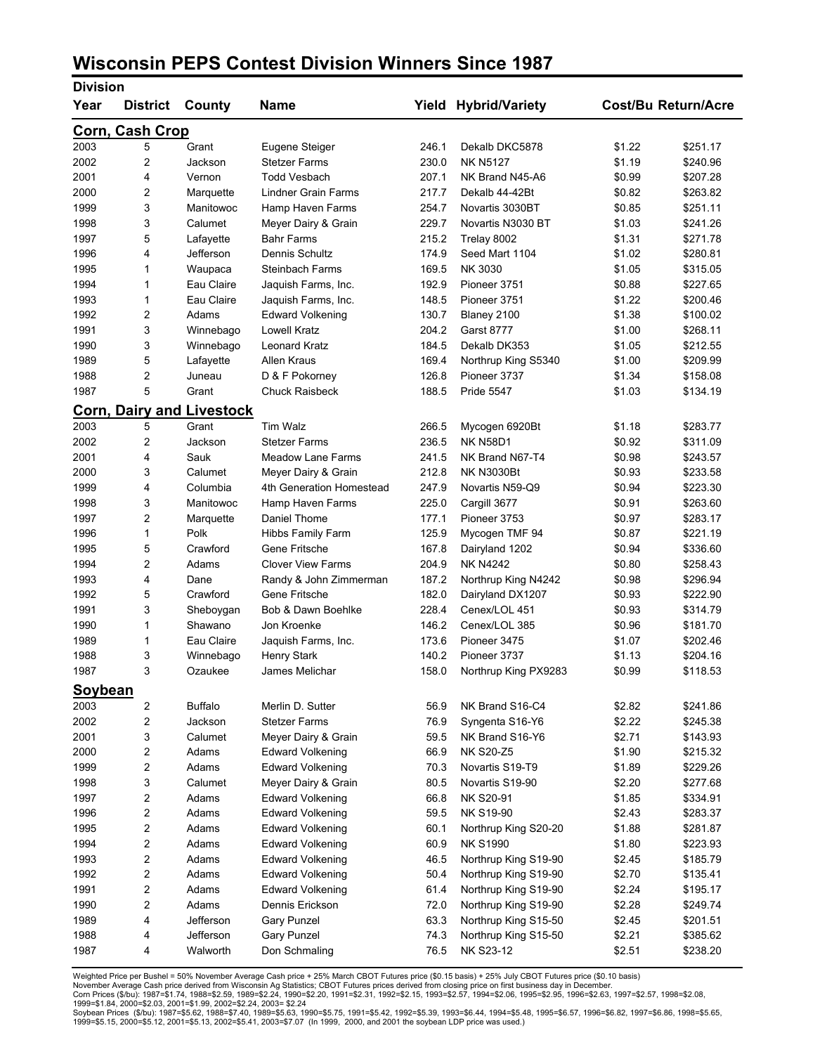# Wisconsin PEPS Contest Division Winners Since 1987

| Division Year | District | County | Name | Yield | Hybrid/Variety | Cost/Bu | Return/Acre |
|---|---|---|---|---|---|---|---|
| **Corn, Cash Crop** | | | | | | | |
| 2003 | 5 | Grant | Eugene Steiger | 246.1 | Dekalb DKC5878 | $1.22 | $251.17 |
| 2002 | 2 | Jackson | Stetzer Farms | 230.0 | NK N5127 | $1.19 | $240.96 |
| 2001 | 4 | Vernon | Todd Vesbach | 207.1 | NK Brand N45-A6 | $0.99 | $207.28 |
| 2000 | 2 | Marquette | Lindner Grain Farms | 217.7 | Dekalb 44-42Bt | $0.82 | $263.82 |
| 1999 | 3 | Manitowoc | Hamp Haven Farms | 254.7 | Novartis 3030BT | $0.85 | $251.11 |
| 1998 | 3 | Calumet | Meyer Dairy & Grain | 229.7 | Novartis N3030 BT | $1.03 | $241.26 |
| 1997 | 5 | Lafayette | Bahr Farms | 215.2 | Trelay 8002 | $1.31 | $271.78 |
| 1996 | 4 | Jefferson | Dennis Schultz | 174.9 | Seed Mart 1104 | $1.02 | $280.81 |
| 1995 | 1 | Waupaca | Steinbach Farms | 169.5 | NK 3030 | $1.05 | $315.05 |
| 1994 | 1 | Eau Claire | Jaquish Farms, Inc. | 192.9 | Pioneer 3751 | $0.88 | $227.65 |
| 1993 | 1 | Eau Claire | Jaquish Farms, Inc. | 148.5 | Pioneer 3751 | $1.22 | $200.46 |
| 1992 | 2 | Adams | Edward Volkening | 130.7 | Blaney 2100 | $1.38 | $100.02 |
| 1991 | 3 | Winnebago | Lowell Kratz | 204.2 | Garst 8777 | $1.00 | $268.11 |
| 1990 | 3 | Winnebago | Leonard Kratz | 184.5 | Dekalb DK353 | $1.05 | $212.55 |
| 1989 | 5 | Lafayette | Allen Kraus | 169.4 | Northrup King S5340 | $1.00 | $209.99 |
| 1988 | 2 | Juneau | D & F Pokorney | 126.8 | Pioneer 3737 | $1.34 | $158.08 |
| 1987 | 5 | Grant | Chuck Raisbeck | 188.5 | Pride 5547 | $1.03 | $134.19 |
| **Corn, Dairy and Livestock** | | | | | | | |
| 2003 | 5 | Grant | Tim Walz | 266.5 | Mycogen 6920Bt | $1.18 | $283.77 |
| 2002 | 2 | Jackson | Stetzer Farms | 236.5 | NK N58D1 | $0.92 | $311.09 |
| 2001 | 4 | Sauk | Meadow Lane Farms | 241.5 | NK Brand N67-T4 | $0.98 | $243.57 |
| 2000 | 3 | Calumet | Meyer Dairy & Grain | 212.8 | NK N3030Bt | $0.93 | $233.58 |
| 1999 | 4 | Columbia | 4th Generation Homestead | 247.9 | Novartis N59-Q9 | $0.94 | $223.30 |
| 1998 | 3 | Manitowoc | Hamp Haven Farms | 225.0 | Cargill 3677 | $0.91 | $263.60 |
| 1997 | 2 | Marquette | Daniel Thome | 177.1 | Pioneer 3753 | $0.97 | $283.17 |
| 1996 | 1 | Polk | Hibbs Family Farm | 125.9 | Mycogen TMF 94 | $0.87 | $221.19 |
| 1995 | 5 | Crawford | Gene Fritsche | 167.8 | Dairyland 1202 | $0.94 | $336.60 |
| 1994 | 2 | Adams | Clover View Farms | 204.9 | NK N4242 | $0.80 | $258.43 |
| 1993 | 4 | Dane | Randy & John Zimmerman | 187.2 | Northrup King N4242 | $0.98 | $296.94 |
| 1992 | 5 | Crawford | Gene Fritsche | 182.0 | Dairyland DX1207 | $0.93 | $222.90 |
| 1991 | 3 | Sheboygan | Bob & Dawn Boehlke | 228.4 | Cenex/LOL 451 | $0.93 | $314.79 |
| 1990 | 1 | Shawano | Jon Kroenke | 146.2 | Cenex/LOL 385 | $0.96 | $181.70 |
| 1989 | 1 | Eau Claire | Jaquish Farms, Inc. | 173.6 | Pioneer 3475 | $1.07 | $202.46 |
| 1988 | 3 | Winnebago | Henry Stark | 140.2 | Pioneer 3737 | $1.13 | $204.16 |
| 1987 | 3 | Ozaukee | James Melichar | 158.0 | Northrup King PX9283 | $0.99 | $118.53 |
| **Soybean** | | | | | | | |
| 2003 | 2 | Buffalo | Merlin D. Sutter | 56.9 | NK Brand S16-C4 | $2.82 | $241.86 |
| 2002 | 2 | Jackson | Stetzer Farms | 76.9 | Syngenta S16-Y6 | $2.22 | $245.38 |
| 2001 | 3 | Calumet | Meyer Dairy & Grain | 59.5 | NK Brand S16-Y6 | $2.71 | $143.93 |
| 2000 | 2 | Adams | Edward Volkening | 66.9 | NK S20-Z5 | $1.90 | $215.32 |
| 1999 | 2 | Adams | Edward Volkening | 70.3 | Novartis S19-T9 | $1.89 | $229.26 |
| 1998 | 3 | Calumet | Meyer Dairy & Grain | 80.5 | Novartis S19-90 | $2.20 | $277.68 |
| 1997 | 2 | Adams | Edward Volkening | 66.8 | NK S20-91 | $1.85 | $334.91 |
| 1996 | 2 | Adams | Edward Volkening | 59.5 | NK S19-90 | $2.43 | $283.37 |
| 1995 | 2 | Adams | Edward Volkening | 60.1 | Northrup King S20-20 | $1.88 | $281.87 |
| 1994 | 2 | Adams | Edward Volkening | 60.9 | NK S1990 | $1.80 | $223.93 |
| 1993 | 2 | Adams | Edward Volkening | 46.5 | Northrup King S19-90 | $2.45 | $185.79 |
| 1992 | 2 | Adams | Edward Volkening | 50.4 | Northrup King S19-90 | $2.70 | $135.41 |
| 1991 | 2 | Adams | Edward Volkening | 61.4 | Northrup King S19-90 | $2.24 | $195.17 |
| 1990 | 2 | Adams | Dennis Erickson | 72.0 | Northrup King S19-90 | $2.28 | $249.74 |
| 1989 | 4 | Jefferson | Gary Punzel | 63.3 | Northrup King S15-50 | $2.45 | $201.51 |
| 1988 | 4 | Jefferson | Gary Punzel | 74.3 | Northrup King S15-50 | $2.21 | $385.62 |
| 1987 | 4 | Walworth | Don Schmaling | 76.5 | NK S23-12 | $2.51 | $238.20 |

Weighted Price per Bushel = 50% November Average Cash price + 25% March CBOT Futures price ($0.15 basis) + 25% July CBOT Futures price ($0.10 basis)
November Average Cash price derived from Wisconsin Ag Statistics; CBOT Futures prices derived from closing price on first business day in December.
Corn Prices ($/bu): 1987=$1.74, 1988=$2.59, 1989=$2.24, 1990=$2.20, 1991=$2.31, 1992=$2.15, 1993=$2.57, 1994=$2.06, 1995=$2.95, 1996=$2.63, 1997=$2.57, 1998=$2.08, 1999=$1.84, 2000=$2.03, 2001=$1.99, 2002=$2.24, 2003= $2.24
Soybean Prices ($/bu): 1987=$5.62, 1988=$7.40, 1989=$5.63, 1990=$5.75, 1991=$5.42, 1992=$5.39, 1993=$6.44, 1994=$5.48, 1995=$6.57, 1996=$6.82, 1997=$6.86, 1998=$5.65, 1999=$5.15, 2000=$5.12, 2001=$5.13, 2002=$5.41, 2003=$7.07 (In 1999, 2000, and 2001 the soybean LDP price was used.)